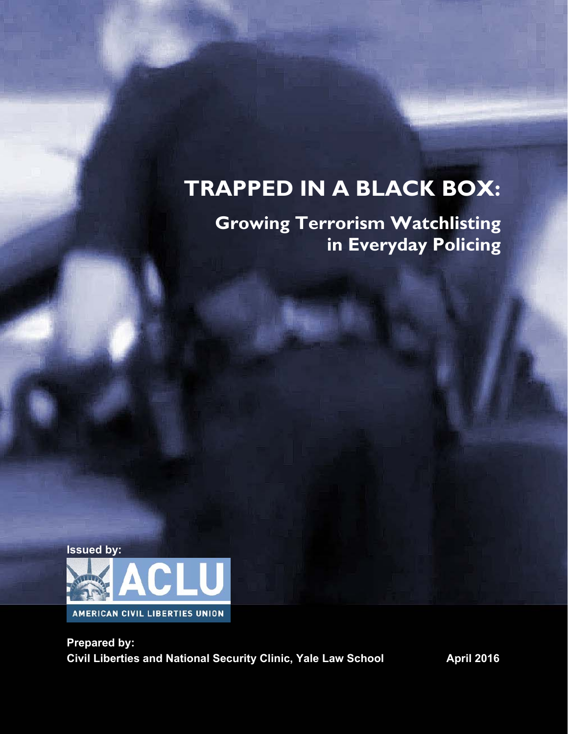# TRAPPED IN A BLACK BOX:

## Growing Terrorism Watchlisting in Everyday Policing

**Issued by:**

ACLU

AMERICAN CIVIL LIBERTIES UNION

**Prepared by:**
**Civil Liberties and National Security Clinic, Yale Law School**

**April 2016**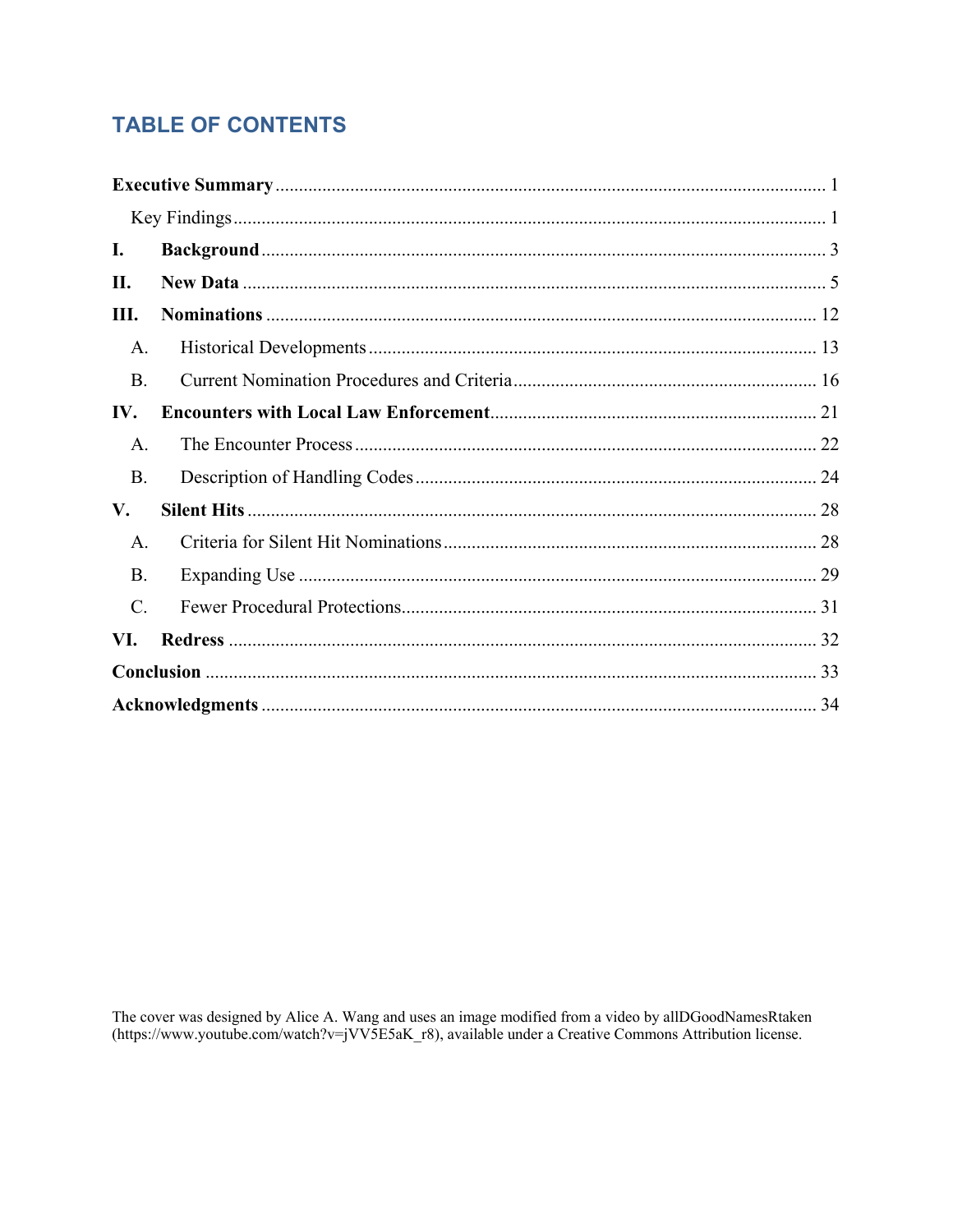## TABLE OF CONTENTS

**Executive Summary** .......... 1

Key Findings .......... 1

**I. Background** .......... 3

**II. New Data** .......... 5

**III. Nominations** .......... 12

A. Historical Developments .......... 13

B. Current Nomination Procedures and Criteria .......... 16

**IV. Encounters with Local Law Enforcement** .......... 21

A. The Encounter Process .......... 22

B. Description of Handling Codes .......... 24

**V. Silent Hits** .......... 28

A. Criteria for Silent Hit Nominations .......... 28

B. Expanding Use .......... 29

C. Fewer Procedural Protections .......... 31

**VI. Redress** .......... 32

**Conclusion** .......... 33

**Acknowledgments** .......... 34

The cover was designed by Alice A. Wang and uses an image modified from a video by allDGoodNamesRtaken (https://www.youtube.com/watch?v=jVV5E5aK_r8), available under a Creative Commons Attribution license.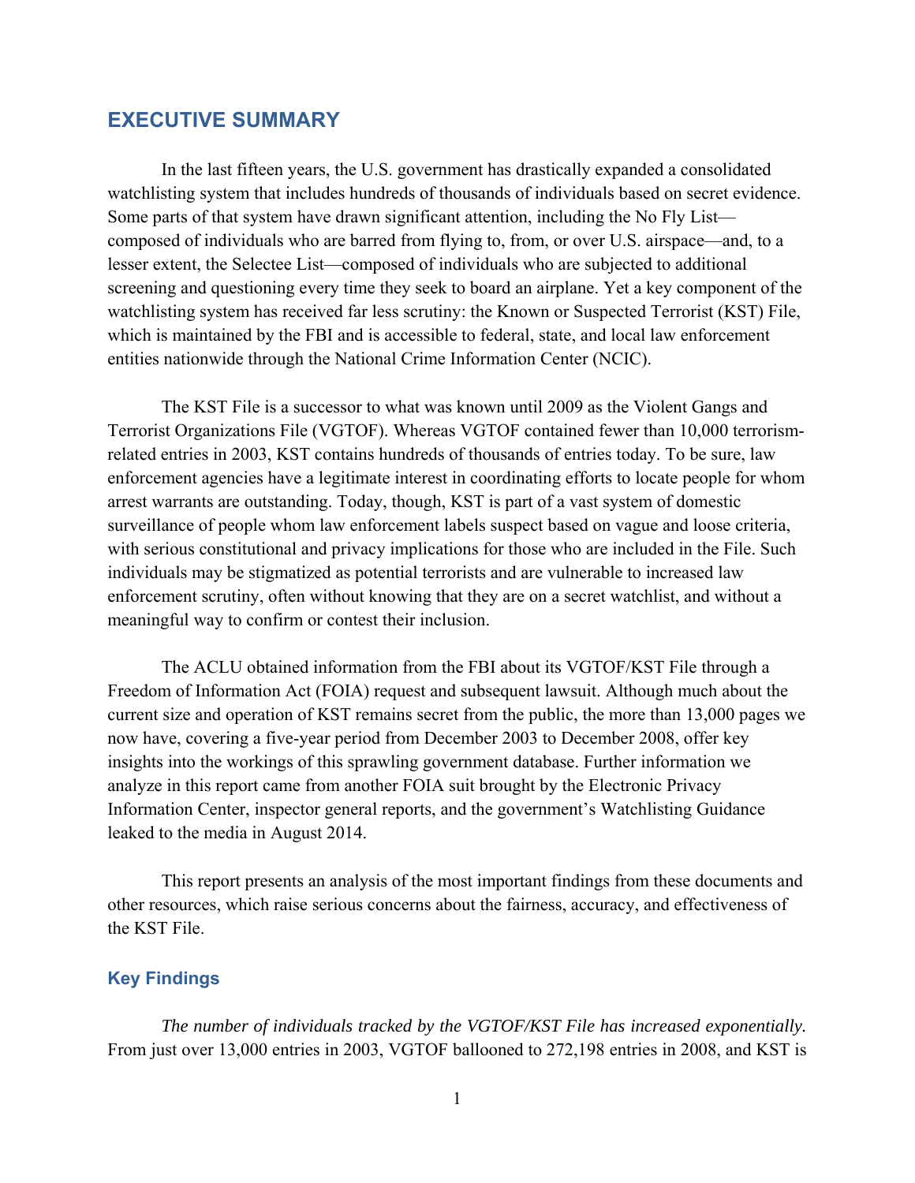## EXECUTIVE SUMMARY

In the last fifteen years, the U.S. government has drastically expanded a consolidated watchlisting system that includes hundreds of thousands of individuals based on secret evidence. Some parts of that system have drawn significant attention, including the No Fly List—composed of individuals who are barred from flying to, from, or over U.S. airspace—and, to a lesser extent, the Selectee List—composed of individuals who are subjected to additional screening and questioning every time they seek to board an airplane. Yet a key component of the watchlisting system has received far less scrutiny: the Known or Suspected Terrorist (KST) File, which is maintained by the FBI and is accessible to federal, state, and local law enforcement entities nationwide through the National Crime Information Center (NCIC).

The KST File is a successor to what was known until 2009 as the Violent Gangs and Terrorist Organizations File (VGTOF). Whereas VGTOF contained fewer than 10,000 terrorism-related entries in 2003, KST contains hundreds of thousands of entries today. To be sure, law enforcement agencies have a legitimate interest in coordinating efforts to locate people for whom arrest warrants are outstanding. Today, though, KST is part of a vast system of domestic surveillance of people whom law enforcement labels suspect based on vague and loose criteria, with serious constitutional and privacy implications for those who are included in the File. Such individuals may be stigmatized as potential terrorists and are vulnerable to increased law enforcement scrutiny, often without knowing that they are on a secret watchlist, and without a meaningful way to confirm or contest their inclusion.

The ACLU obtained information from the FBI about its VGTOF/KST File through a Freedom of Information Act (FOIA) request and subsequent lawsuit. Although much about the current size and operation of KST remains secret from the public, the more than 13,000 pages we now have, covering a five-year period from December 2003 to December 2008, offer key insights into the workings of this sprawling government database. Further information we analyze in this report came from another FOIA suit brought by the Electronic Privacy Information Center, inspector general reports, and the government's Watchlisting Guidance leaked to the media in August 2014.

This report presents an analysis of the most important findings from these documents and other resources, which raise serious concerns about the fairness, accuracy, and effectiveness of the KST File.

### Key Findings

*The number of individuals tracked by the VGTOF/KST File has increased exponentially.* From just over 13,000 entries in 2003, VGTOF ballooned to 272,198 entries in 2008, and KST is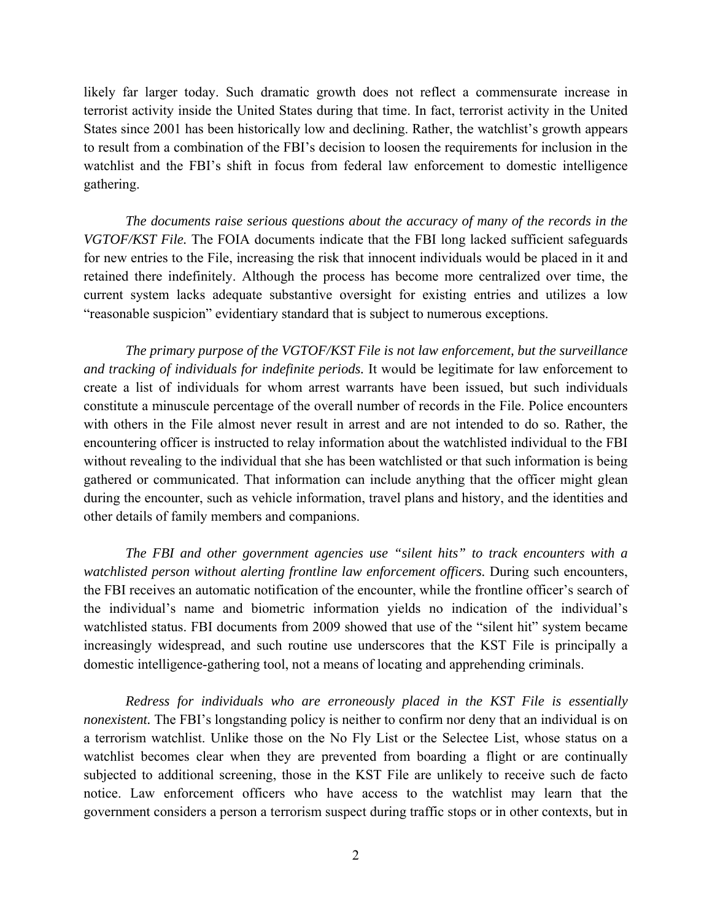likely far larger today. Such dramatic growth does not reflect a commensurate increase in terrorist activity inside the United States during that time. In fact, terrorist activity in the United States since 2001 has been historically low and declining. Rather, the watchlist's growth appears to result from a combination of the FBI's decision to loosen the requirements for inclusion in the watchlist and the FBI's shift in focus from federal law enforcement to domestic intelligence gathering.

*The documents raise serious questions about the accuracy of many of the records in the VGTOF/KST File.* The FOIA documents indicate that the FBI long lacked sufficient safeguards for new entries to the File, increasing the risk that innocent individuals would be placed in it and retained there indefinitely. Although the process has become more centralized over time, the current system lacks adequate substantive oversight for existing entries and utilizes a low "reasonable suspicion" evidentiary standard that is subject to numerous exceptions.

*The primary purpose of the VGTOF/KST File is not law enforcement, but the surveillance and tracking of individuals for indefinite periods.* It would be legitimate for law enforcement to create a list of individuals for whom arrest warrants have been issued, but such individuals constitute a minuscule percentage of the overall number of records in the File. Police encounters with others in the File almost never result in arrest and are not intended to do so. Rather, the encountering officer is instructed to relay information about the watchlisted individual to the FBI without revealing to the individual that she has been watchlisted or that such information is being gathered or communicated. That information can include anything that the officer might glean during the encounter, such as vehicle information, travel plans and history, and the identities and other details of family members and companions.

*The FBI and other government agencies use "silent hits" to track encounters with a watchlisted person without alerting frontline law enforcement officers.* During such encounters, the FBI receives an automatic notification of the encounter, while the frontline officer's search of the individual's name and biometric information yields no indication of the individual's watchlisted status. FBI documents from 2009 showed that use of the "silent hit" system became increasingly widespread, and such routine use underscores that the KST File is principally a domestic intelligence-gathering tool, not a means of locating and apprehending criminals.

*Redress for individuals who are erroneously placed in the KST File is essentially nonexistent.* The FBI's longstanding policy is neither to confirm nor deny that an individual is on a terrorism watchlist. Unlike those on the No Fly List or the Selectee List, whose status on a watchlist becomes clear when they are prevented from boarding a flight or are continually subjected to additional screening, those in the KST File are unlikely to receive such de facto notice. Law enforcement officers who have access to the watchlist may learn that the government considers a person a terrorism suspect during traffic stops or in other contexts, but in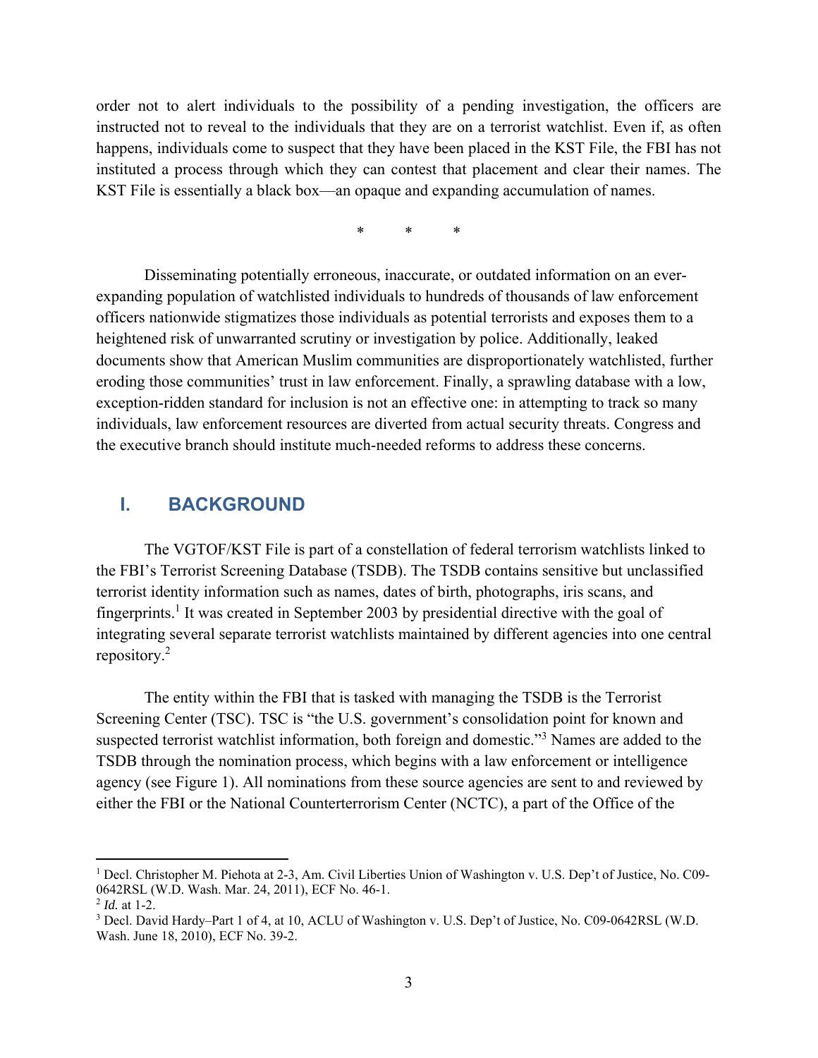order not to alert individuals to the possibility of a pending investigation, the officers are instructed not to reveal to the individuals that they are on a terrorist watchlist. Even if, as often happens, individuals come to suspect that they have been placed in the KST File, the FBI has not instituted a process through which they can contest that placement and clear their names. The KST File is essentially a black box—an opaque and expanding accumulation of names.

\* \* \*

Disseminating potentially erroneous, inaccurate, or outdated information on an ever-expanding population of watchlisted individuals to hundreds of thousands of law enforcement officers nationwide stigmatizes those individuals as potential terrorists and exposes them to a heightened risk of unwarranted scrutiny or investigation by police. Additionally, leaked documents show that American Muslim communities are disproportionately watchlisted, further eroding those communities' trust in law enforcement. Finally, a sprawling database with a low, exception-ridden standard for inclusion is not an effective one: in attempting to track so many individuals, law enforcement resources are diverted from actual security threats. Congress and the executive branch should institute much-needed reforms to address these concerns.

## I. BACKGROUND

The VGTOF/KST File is part of a constellation of federal terrorism watchlists linked to the FBI's Terrorist Screening Database (TSDB). The TSDB contains sensitive but unclassified terrorist identity information such as names, dates of birth, photographs, iris scans, and fingerprints.[1] It was created in September 2003 by presidential directive with the goal of integrating several separate terrorist watchlists maintained by different agencies into one central repository.[2]

The entity within the FBI that is tasked with managing the TSDB is the Terrorist Screening Center (TSC). TSC is "the U.S. government's consolidation point for known and suspected terrorist watchlist information, both foreign and domestic."[3] Names are added to the TSDB through the nomination process, which begins with a law enforcement or intelligence agency (see Figure 1). All nominations from these source agencies are sent to and reviewed by either the FBI or the National Counterterrorism Center (NCTC), a part of the Office of the

---

[1] Decl. Christopher M. Piehota at 2-3, Am. Civil Liberties Union of Washington v. U.S. Dep't of Justice, No. C09-0642RSL (W.D. Wash. Mar. 24, 2011), ECF No. 46-1.

[2] *Id.* at 1-2.

[3] Decl. David Hardy–Part 1 of 4, at 10, ACLU of Washington v. U.S. Dep't of Justice, No. C09-0642RSL (W.D. Wash. June 18, 2010), ECF No. 39-2.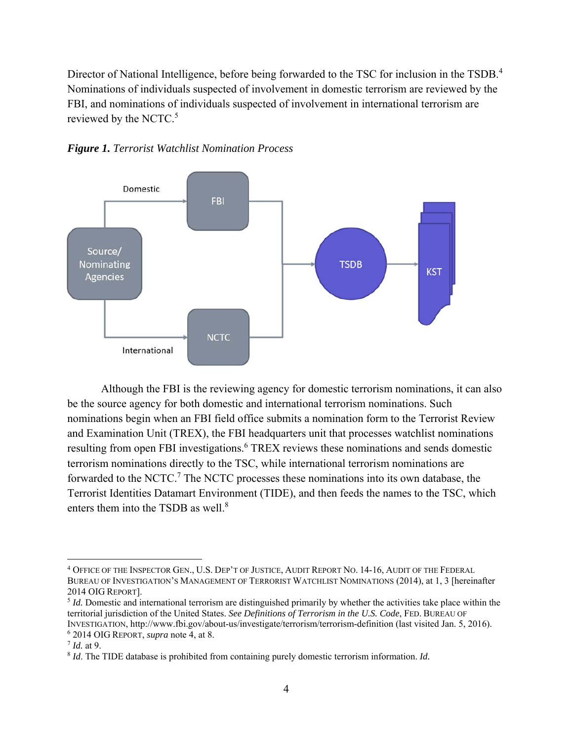Director of National Intelligence, before being forwarded to the TSC for inclusion in the TSDB.[4] Nominations of individuals suspected of involvement in domestic terrorism are reviewed by the FBI, and nominations of individuals suspected of involvement in international terrorism are reviewed by the NCTC.[5]

***Figure 1.*** *Terrorist Watchlist Nomination Process*

Although the FBI is the reviewing agency for domestic terrorism nominations, it can also be the source agency for both domestic and international terrorism nominations. Such nominations begin when an FBI field office submits a nomination form to the Terrorist Review and Examination Unit (TREX), the FBI headquarters unit that processes watchlist nominations resulting from open FBI investigations.[6] TREX reviews these nominations and sends domestic terrorism nominations directly to the TSC, while international terrorism nominations are forwarded to the NCTC.[7] The NCTC processes these nominations into its own database, the Terrorist Identities Datamart Environment (TIDE), and then feeds the names to the TSC, which enters them into the TSDB as well.[8]

---

[4] OFFICE OF THE INSPECTOR GEN., U.S. DEP'T OF JUSTICE, AUDIT REPORT NO. 14-16, AUDIT OF THE FEDERAL BUREAU OF INVESTIGATION'S MANAGEMENT OF TERRORIST WATCHLIST NOMINATIONS (2014), at 1, 3 [hereinafter 2014 OIG REPORT].

[5] *Id.* Domestic and international terrorism are distinguished primarily by whether the activities take place within the territorial jurisdiction of the United States. *See Definitions of Terrorism in the U.S. Code*, FED. BUREAU OF INVESTIGATION, http://www.fbi.gov/about-us/investigate/terrorism/terrorism-definition (last visited Jan. 5, 2016).

[6] 2014 OIG REPORT, *supra* note 4, at 8.

[7] *Id.* at 9.

[8] *Id*. The TIDE database is prohibited from containing purely domestic terrorism information. *Id.*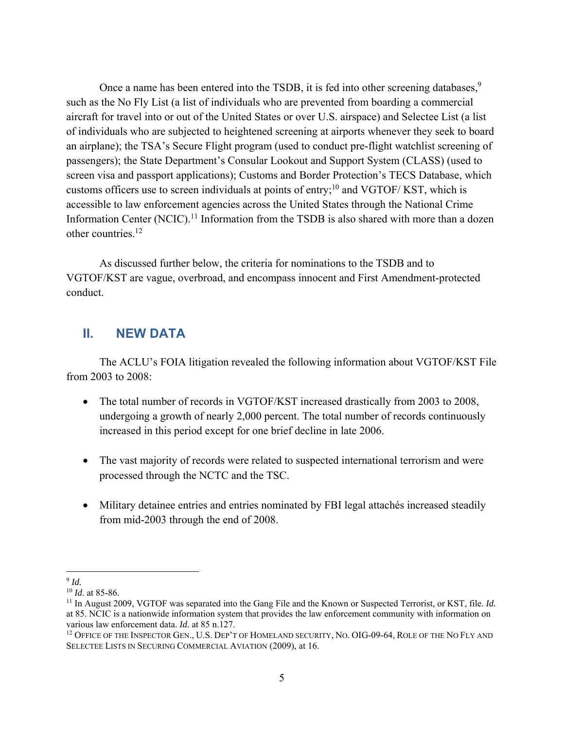Once a name has been entered into the TSDB, it is fed into other screening databases,[9] such as the No Fly List (a list of individuals who are prevented from boarding a commercial aircraft for travel into or out of the United States or over U.S. airspace) and Selectee List (a list of individuals who are subjected to heightened screening at airports whenever they seek to board an airplane); the TSA's Secure Flight program (used to conduct pre-flight watchlist screening of passengers); the State Department's Consular Lookout and Support System (CLASS) (used to screen visa and passport applications); Customs and Border Protection's TECS Database, which customs officers use to screen individuals at points of entry;[10] and VGTOF/ KST, which is accessible to law enforcement agencies across the United States through the National Crime Information Center (NCIC).[11] Information from the TSDB is also shared with more than a dozen other countries.[12]

As discussed further below, the criteria for nominations to the TSDB and to VGTOF/KST are vague, overbroad, and encompass innocent and First Amendment-protected conduct.

## II. NEW DATA

The ACLU's FOIA litigation revealed the following information about VGTOF/KST File from 2003 to 2008:

- The total number of records in VGTOF/KST increased drastically from 2003 to 2008, undergoing a growth of nearly 2,000 percent. The total number of records continuously increased in this period except for one brief decline in late 2006.
- The vast majority of records were related to suspected international terrorism and were processed through the NCTC and the TSC.
- Military detainee entries and entries nominated by FBI legal attachés increased steadily from mid-2003 through the end of 2008.

---

[9] *Id.*

[10] *Id.* at 85-86.

[11] In August 2009, VGTOF was separated into the Gang File and the Known or Suspected Terrorist, or KST, file. *Id.* at 85. NCIC is a nationwide information system that provides the law enforcement community with information on various law enforcement data. *Id.* at 85 n.127.

[12] OFFICE OF THE INSPECTOR GEN., U.S. DEP'T OF HOMELAND SECURITY, NO. OIG-09-64, ROLE OF THE NO FLY AND SELECTEE LISTS IN SECURING COMMERCIAL AVIATION (2009), at 16.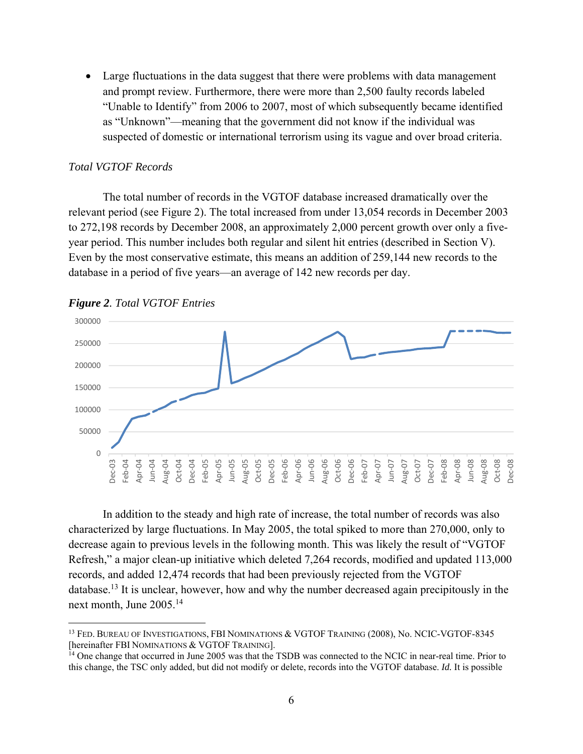- Large fluctuations in the data suggest that there were problems with data management and prompt review. Furthermore, there were more than 2,500 faulty records labeled "Unable to Identify" from 2006 to 2007, most of which subsequently became identified as "Unknown"—meaning that the government did not know if the individual was suspected of domestic or international terrorism using its vague and over broad criteria.

*Total VGTOF Records*

The total number of records in the VGTOF database increased dramatically over the relevant period (see Figure 2). The total increased from under 13,054 records in December 2003 to 272,198 records by December 2008, an approximately 2,000 percent growth over only a five-year period. This number includes both regular and silent hit entries (described in Section V). Even by the most conservative estimate, this means an addition of 259,144 new records to the database in a period of five years—an average of 142 new records per day.

***Figure 2**. Total VGTOF Entries*

In addition to the steady and high rate of increase, the total number of records was also characterized by large fluctuations. In May 2005, the total spiked to more than 270,000, only to decrease again to previous levels in the following month. This was likely the result of "VGTOF Refresh," a major clean-up initiative which deleted 7,264 records, modified and updated 113,000 records, and added 12,474 records that had been previously rejected from the VGTOF database.[13] It is unclear, however, how and why the number decreased again precipitously in the next month, June 2005.[14]

[13] FED. BUREAU OF INVESTIGATIONS, FBI NOMINATIONS & VGTOF TRAINING (2008), No. NCIC-VGTOF-8345 [hereinafter FBI NOMINATIONS & VGTOF TRAINING].

[14] One change that occurred in June 2005 was that the TSDB was connected to the NCIC in near-real time. Prior to this change, the TSC only added, but did not modify or delete, records into the VGTOF database. *Id.* It is possible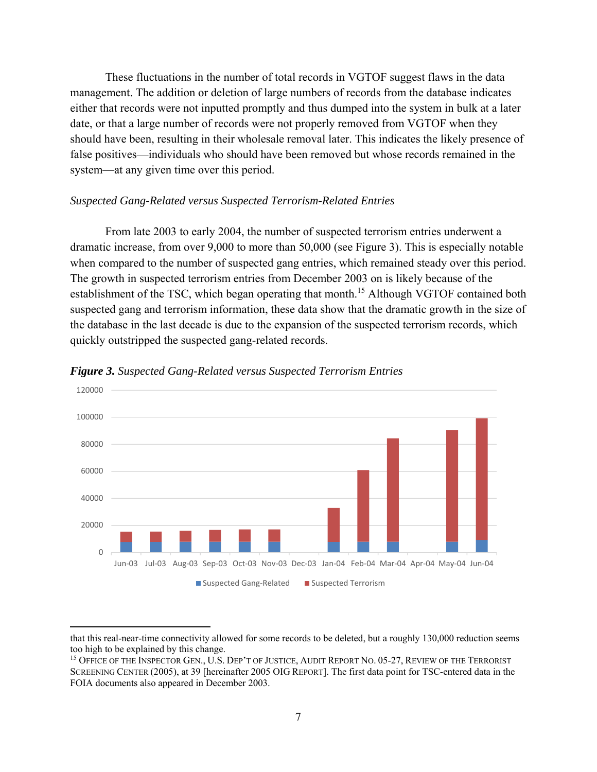These fluctuations in the number of total records in VGTOF suggest flaws in the data management. The addition or deletion of large numbers of records from the database indicates either that records were not inputted promptly and thus dumped into the system in bulk at a later date, or that a large number of records were not properly removed from VGTOF when they should have been, resulting in their wholesale removal later. This indicates the likely presence of false positives—individuals who should have been removed but whose records remained in the system—at any given time over this period.

*Suspected Gang-Related versus Suspected Terrorism-Related Entries*

From late 2003 to early 2004, the number of suspected terrorism entries underwent a dramatic increase, from over 9,000 to more than 50,000 (see Figure 3). This is especially notable when compared to the number of suspected gang entries, which remained steady over this period. The growth in suspected terrorism entries from December 2003 on is likely because of the establishment of the TSC, which began operating that month.[15] Although VGTOF contained both suspected gang and terrorism information, these data show that the dramatic growth in the size of the database in the last decade is due to the expansion of the suspected terrorism records, which quickly outstripped the suspected gang-related records.

***Figure 3.*** *Suspected Gang-Related versus Suspected Terrorism Entries*

---

that this real-near-time connectivity allowed for some records to be deleted, but a roughly 130,000 reduction seems too high to be explained by this change.

[15] OFFICE OF THE INSPECTOR GEN., U.S. DEP'T OF JUSTICE, AUDIT REPORT NO. 05-27, REVIEW OF THE TERRORIST SCREENING CENTER (2005), at 39 [hereinafter 2005 OIG REPORT]. The first data point for TSC-entered data in the FOIA documents also appeared in December 2003.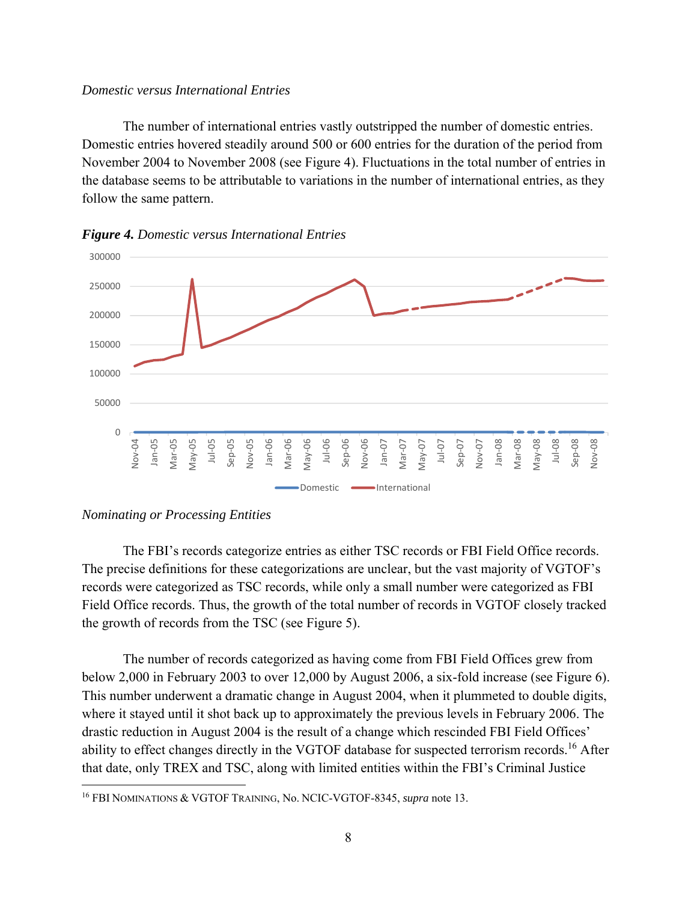*Domestic versus International Entries*

The number of international entries vastly outstripped the number of domestic entries. Domestic entries hovered steadily around 500 or 600 entries for the duration of the period from November 2004 to November 2008 (see Figure 4). Fluctuations in the total number of entries in the database seems to be attributable to variations in the number of international entries, as they follow the same pattern.

***Figure 4.*** *Domestic versus International Entries*

*Nominating or Processing Entities*

The FBI's records categorize entries as either TSC records or FBI Field Office records. The precise definitions for these categorizations are unclear, but the vast majority of VGTOF's records were categorized as TSC records, while only a small number were categorized as FBI Field Office records. Thus, the growth of the total number of records in VGTOF closely tracked the growth of records from the TSC (see Figure 5).

The number of records categorized as having come from FBI Field Offices grew from below 2,000 in February 2003 to over 12,000 by August 2006, a six-fold increase (see Figure 6). This number underwent a dramatic change in August 2004, when it plummeted to double digits, where it stayed until it shot back up to approximately the previous levels in February 2006. The drastic reduction in August 2004 is the result of a change which rescinded FBI Field Offices' ability to effect changes directly in the VGTOF database for suspected terrorism records.[16] After that date, only TREX and TSC, along with limited entities within the FBI's Criminal Justice

[16] FBI NOMINATIONS & VGTOF TRAINING, No. NCIC-VGTOF-8345, *supra* note 13.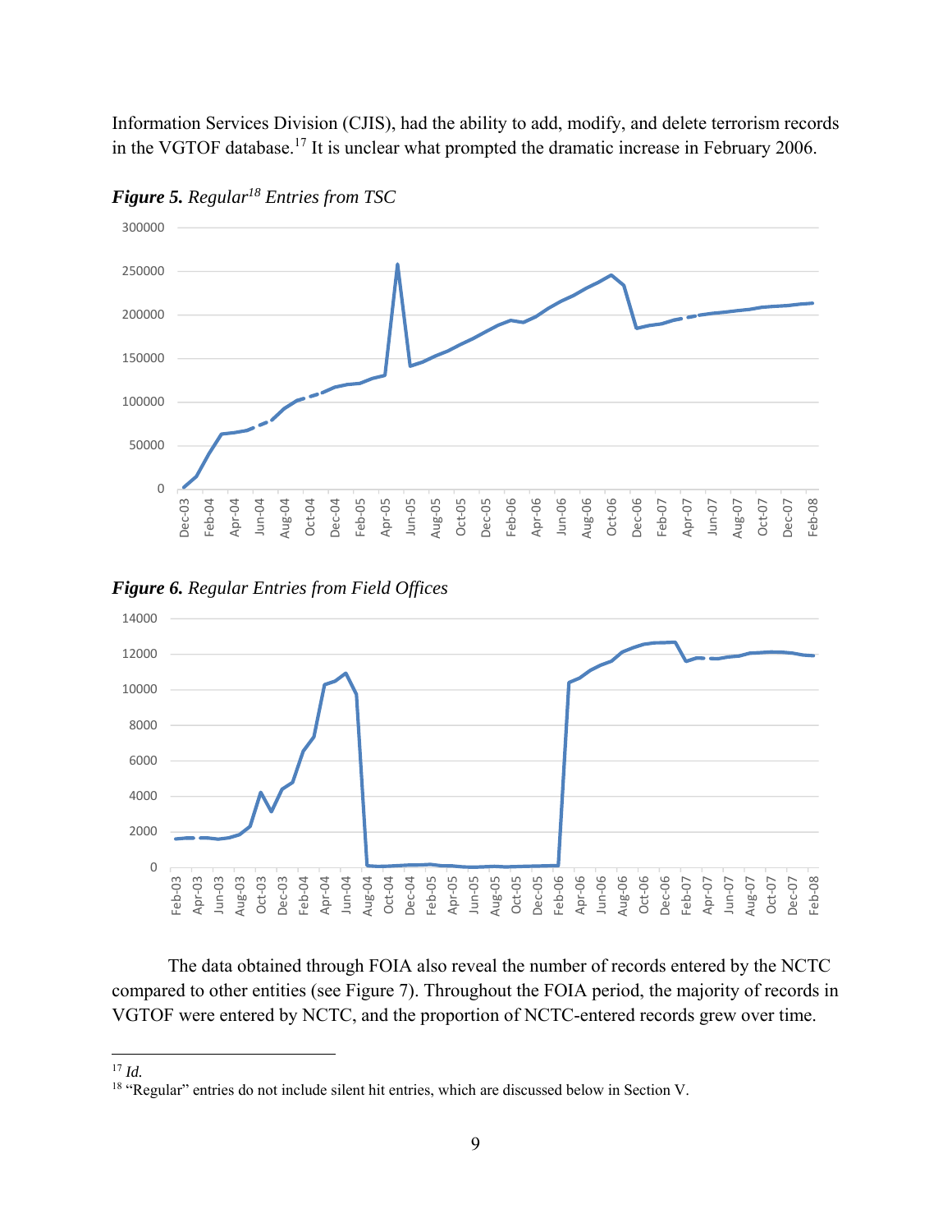Information Services Division (CJIS), had the ability to add, modify, and delete terrorism records in the VGTOF database.[17] It is unclear what prompted the dramatic increase in February 2006.

***Figure 5.*** *Regular*[18] *Entries from TSC*

***Figure 6.*** *Regular Entries from Field Offices*

The data obtained through FOIA also reveal the number of records entered by the NCTC compared to other entities (see Figure 7). Throughout the FOIA period, the majority of records in VGTOF were entered by NCTC, and the proportion of NCTC-entered records grew over time.

---

[17] *Id.*

[18] "Regular" entries do not include silent hit entries, which are discussed below in Section V.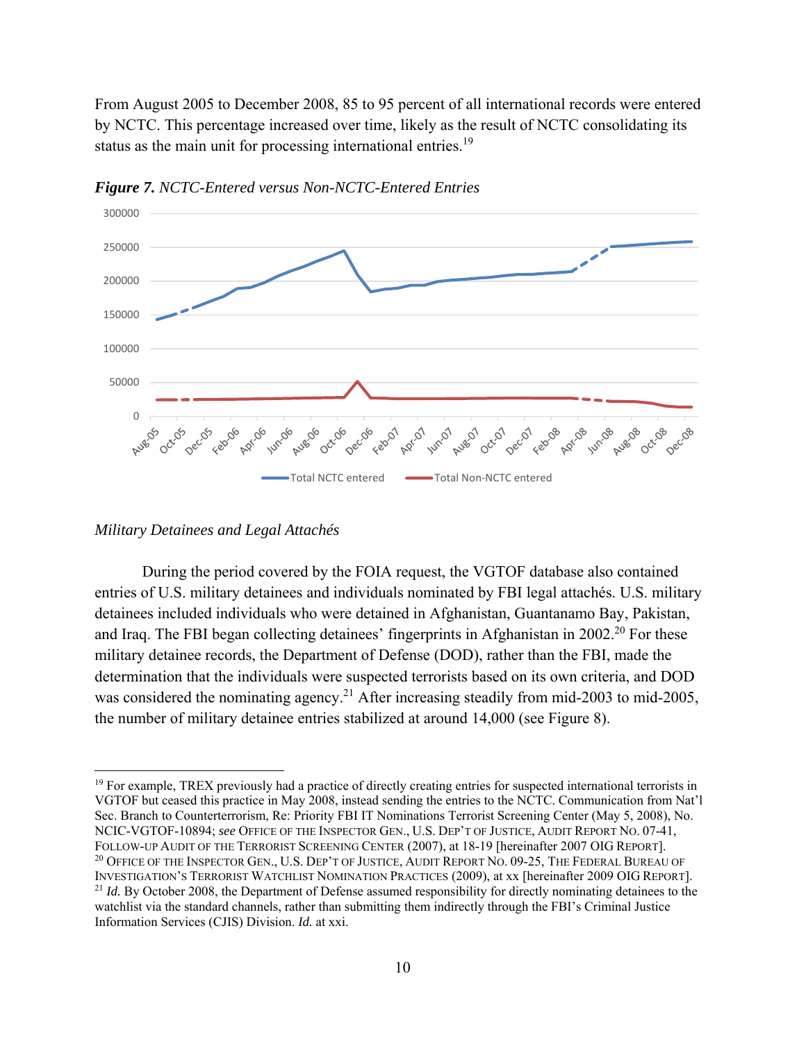From August 2005 to December 2008, 85 to 95 percent of all international records were entered by NCTC. This percentage increased over time, likely as the result of NCTC consolidating its status as the main unit for processing international entries.[19]

***Figure 7.*** *NCTC-Entered versus Non-NCTC-Entered Entries*

### *Military Detainees and Legal Attachés*

During the period covered by the FOIA request, the VGTOF database also contained entries of U.S. military detainees and individuals nominated by FBI legal attachés. U.S. military detainees included individuals who were detained in Afghanistan, Guantanamo Bay, Pakistan, and Iraq. The FBI began collecting detainees' fingerprints in Afghanistan in 2002.[20] For these military detainee records, the Department of Defense (DOD), rather than the FBI, made the determination that the individuals were suspected terrorists based on its own criteria, and DOD was considered the nominating agency.[21] After increasing steadily from mid-2003 to mid-2005, the number of military detainee entries stabilized at around 14,000 (see Figure 8).

---

[19] For example, TREX previously had a practice of directly creating entries for suspected international terrorists in VGTOF but ceased this practice in May 2008, instead sending the entries to the NCTC. Communication from Nat'l Sec. Branch to Counterterrorism, Re: Priority FBI IT Nominations Terrorist Screening Center (May 5, 2008), No. NCIC-VGTOF-10894; *see* OFFICE OF THE INSPECTOR GEN., U.S. DEP'T OF JUSTICE, AUDIT REPORT NO. 07-41, FOLLOW-UP AUDIT OF THE TERRORIST SCREENING CENTER (2007), at 18-19 [hereinafter 2007 OIG REPORT].

[20] OFFICE OF THE INSPECTOR GEN., U.S. DEP'T OF JUSTICE, AUDIT REPORT NO. 09-25, THE FEDERAL BUREAU OF INVESTIGATION'S TERRORIST WATCHLIST NOMINATION PRACTICES (2009), at xx [hereinafter 2009 OIG REPORT].

[21] *Id.* By October 2008, the Department of Defense assumed responsibility for directly nominating detainees to the watchlist via the standard channels, rather than submitting them indirectly through the FBI's Criminal Justice Information Services (CJIS) Division. *Id.* at xxi.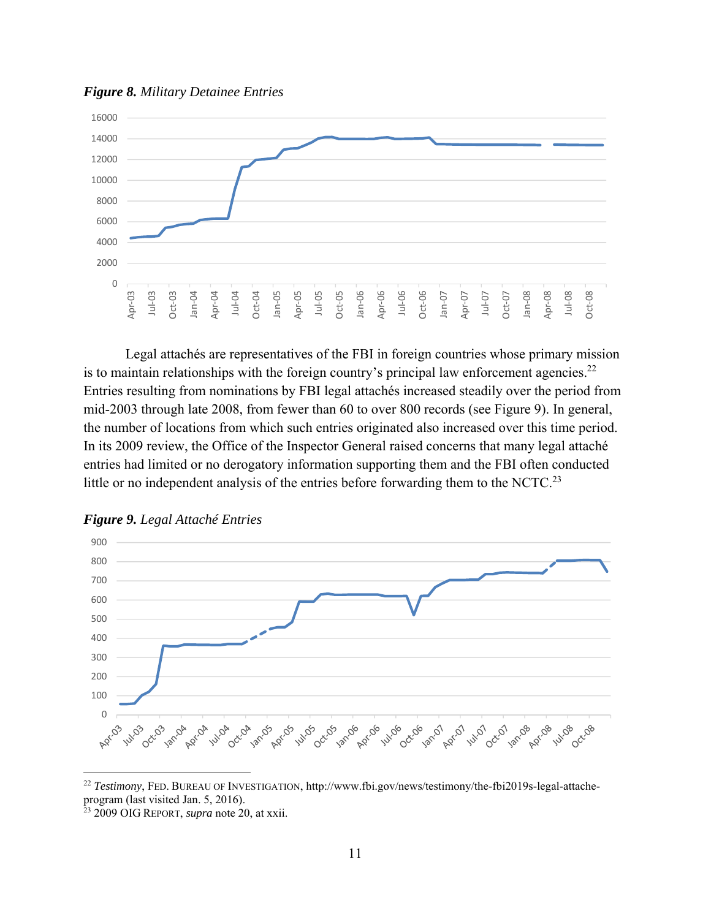***Figure 8.*** *Military Detainee Entries*

Legal attachés are representatives of the FBI in foreign countries whose primary mission is to maintain relationships with the foreign country's principal law enforcement agencies.[22] Entries resulting from nominations by FBI legal attachés increased steadily over the period from mid-2003 through late 2008, from fewer than 60 to over 800 records (see Figure 9). In general, the number of locations from which such entries originated also increased over this time period. In its 2009 review, the Office of the Inspector General raised concerns that many legal attaché entries had limited or no derogatory information supporting them and the FBI often conducted little or no independent analysis of the entries before forwarding them to the NCTC.[23]

***Figure 9.*** *Legal Attaché Entries*

---

[22] *Testimony*, FED. BUREAU OF INVESTIGATION, http://www.fbi.gov/news/testimony/the-fbi2019s-legal-attache-program (last visited Jan. 5, 2016).

[23] 2009 OIG REPORT, *supra* note 20, at xxii.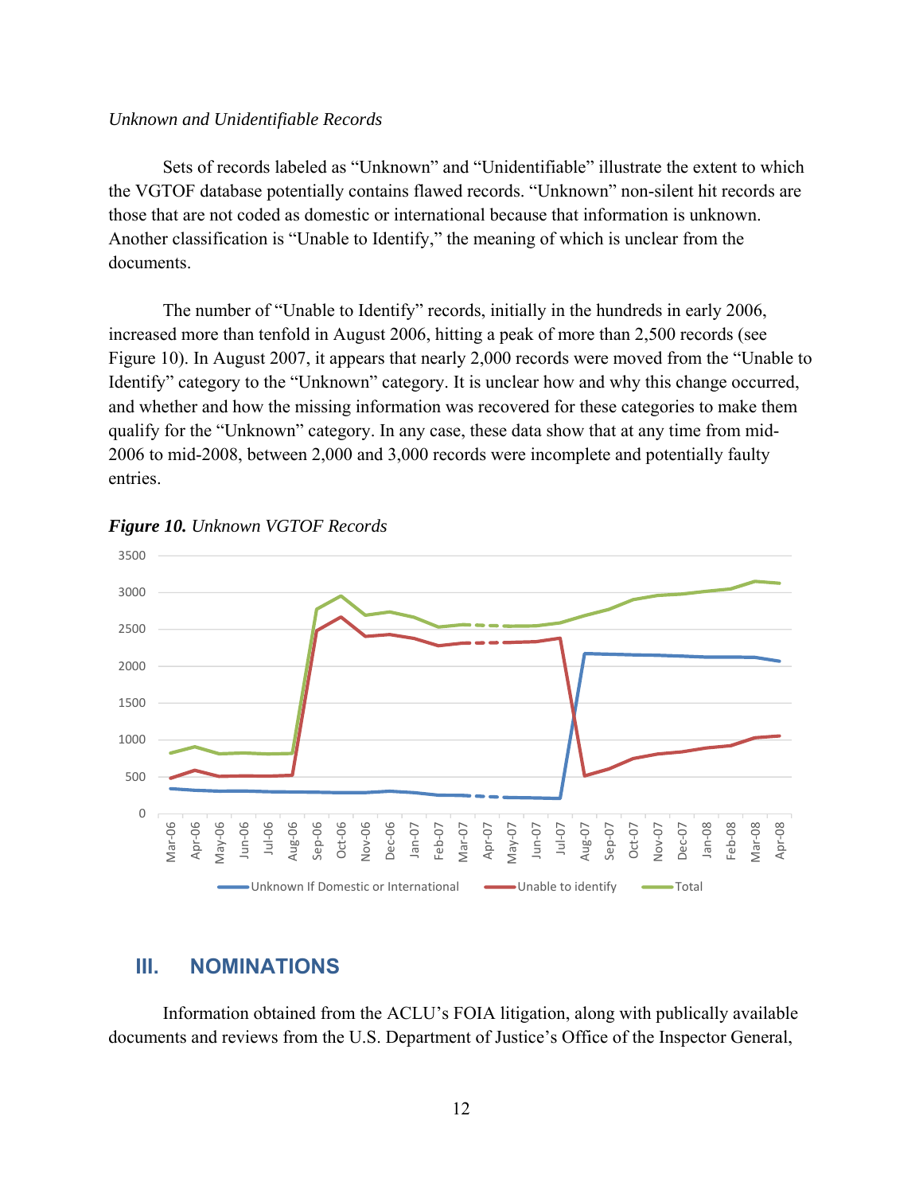*Unknown and Unidentifiable Records*

Sets of records labeled as "Unknown" and "Unidentifiable" illustrate the extent to which the VGTOF database potentially contains flawed records. "Unknown" non-silent hit records are those that are not coded as domestic or international because that information is unknown. Another classification is "Unable to Identify," the meaning of which is unclear from the documents.

The number of "Unable to Identify" records, initially in the hundreds in early 2006, increased more than tenfold in August 2006, hitting a peak of more than 2,500 records (see Figure 10). In August 2007, it appears that nearly 2,000 records were moved from the "Unable to Identify" category to the "Unknown" category. It is unclear how and why this change occurred, and whether and how the missing information was recovered for these categories to make them qualify for the "Unknown" category. In any case, these data show that at any time from mid-2006 to mid-2008, between 2,000 and 3,000 records were incomplete and potentially faulty entries.

***Figure 10.*** *Unknown VGTOF Records*

## III. NOMINATIONS

Information obtained from the ACLU's FOIA litigation, along with publically available documents and reviews from the U.S. Department of Justice's Office of the Inspector General,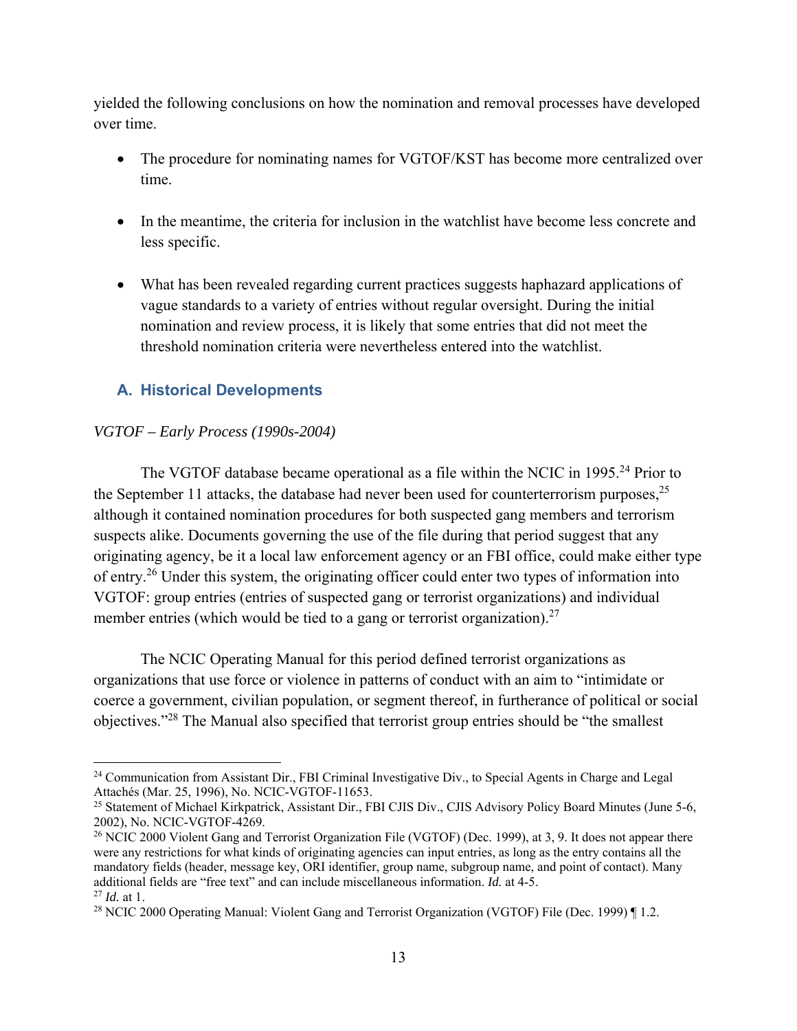yielded the following conclusions on how the nomination and removal processes have developed over time.

- The procedure for nominating names for VGTOF/KST has become more centralized over time.
- In the meantime, the criteria for inclusion in the watchlist have become less concrete and less specific.
- What has been revealed regarding current practices suggests haphazard applications of vague standards to a variety of entries without regular oversight. During the initial nomination and review process, it is likely that some entries that did not meet the threshold nomination criteria were nevertheless entered into the watchlist.

## A. Historical Developments

*VGTOF – Early Process (1990s-2004)*

The VGTOF database became operational as a file within the NCIC in 1995.[24] Prior to the September 11 attacks, the database had never been used for counterterrorism purposes,[25] although it contained nomination procedures for both suspected gang members and terrorism suspects alike. Documents governing the use of the file during that period suggest that any originating agency, be it a local law enforcement agency or an FBI office, could make either type of entry.[26] Under this system, the originating officer could enter two types of information into VGTOF: group entries (entries of suspected gang or terrorist organizations) and individual member entries (which would be tied to a gang or terrorist organization).[27]

The NCIC Operating Manual for this period defined terrorist organizations as organizations that use force or violence in patterns of conduct with an aim to "intimidate or coerce a government, civilian population, or segment thereof, in furtherance of political or social objectives."[28] The Manual also specified that terrorist group entries should be "the smallest

---

[24] Communication from Assistant Dir., FBI Criminal Investigative Div., to Special Agents in Charge and Legal Attachés (Mar. 25, 1996), No. NCIC-VGTOF-11653.

[25] Statement of Michael Kirkpatrick, Assistant Dir., FBI CJIS Div., CJIS Advisory Policy Board Minutes (June 5-6, 2002), No. NCIC-VGTOF-4269.

[26] NCIC 2000 Violent Gang and Terrorist Organization File (VGTOF) (Dec. 1999), at 3, 9. It does not appear there were any restrictions for what kinds of originating agencies can input entries, as long as the entry contains all the mandatory fields (header, message key, ORI identifier, group name, subgroup name, and point of contact). Many additional fields are "free text" and can include miscellaneous information. *Id.* at 4-5.

[27] *Id.* at 1.

[28] NCIC 2000 Operating Manual: Violent Gang and Terrorist Organization (VGTOF) File (Dec. 1999) ¶ 1.2.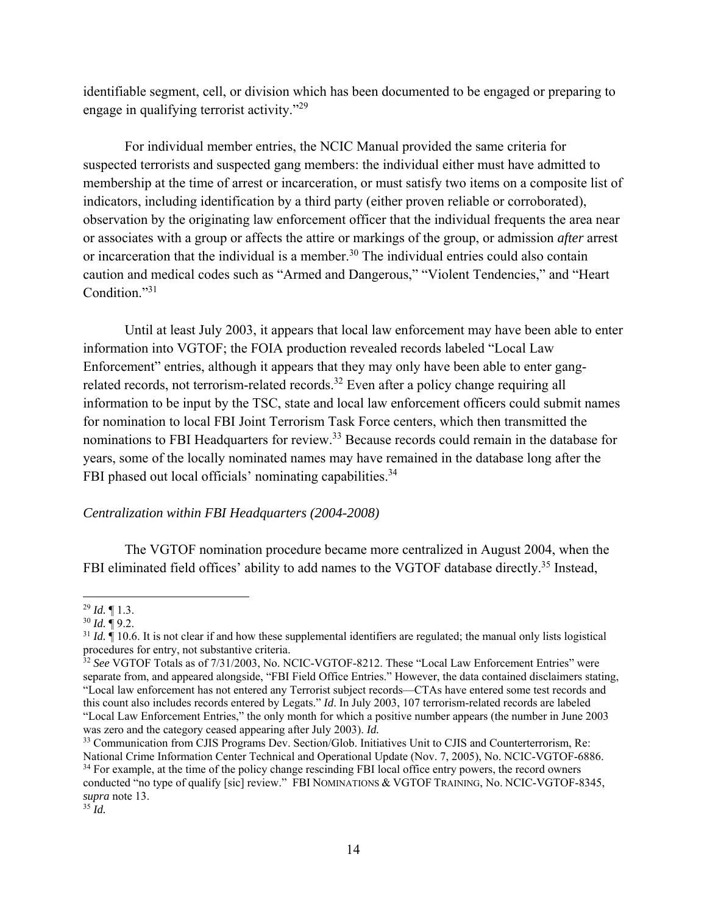identifiable segment, cell, or division which has been documented to be engaged or preparing to engage in qualifying terrorist activity."[29]

For individual member entries, the NCIC Manual provided the same criteria for suspected terrorists and suspected gang members: the individual either must have admitted to membership at the time of arrest or incarceration, or must satisfy two items on a composite list of indicators, including identification by a third party (either proven reliable or corroborated), observation by the originating law enforcement officer that the individual frequents the area near or associates with a group or affects the attire or markings of the group, or admission *after* arrest or incarceration that the individual is a member.[30] The individual entries could also contain caution and medical codes such as "Armed and Dangerous," "Violent Tendencies," and "Heart Condition."[31]

Until at least July 2003, it appears that local law enforcement may have been able to enter information into VGTOF; the FOIA production revealed records labeled "Local Law Enforcement" entries, although it appears that they may only have been able to enter gang-related records, not terrorism-related records.[32] Even after a policy change requiring all information to be input by the TSC, state and local law enforcement officers could submit names for nomination to local FBI Joint Terrorism Task Force centers, which then transmitted the nominations to FBI Headquarters for review.[33] Because records could remain in the database for years, some of the locally nominated names may have remained in the database long after the FBI phased out local officials' nominating capabilities.[34]

*Centralization within FBI Headquarters (2004-2008)*

The VGTOF nomination procedure became more centralized in August 2004, when the FBI eliminated field offices' ability to add names to the VGTOF database directly.[35] Instead,

---

[29] *Id.* ¶ 1.3.

[30] *Id.* ¶ 9.2.

[31] *Id.* ¶ 10.6. It is not clear if and how these supplemental identifiers are regulated; the manual only lists logistical procedures for entry, not substantive criteria.

[32] *See* VGTOF Totals as of 7/31/2003, No. NCIC-VGTOF-8212. These "Local Law Enforcement Entries" were separate from, and appeared alongside, "FBI Field Office Entries." However, the data contained disclaimers stating, "Local law enforcement has not entered any Terrorist subject records—CTAs have entered some test records and this count also includes records entered by Legats." *Id*. In July 2003, 107 terrorism-related records are labeled "Local Law Enforcement Entries," the only month for which a positive number appears (the number in June 2003 was zero and the category ceased appearing after July 2003). *Id.*

[33] Communication from CJIS Programs Dev. Section/Glob. Initiatives Unit to CJIS and Counterterrorism, Re: National Crime Information Center Technical and Operational Update (Nov. 7, 2005), No. NCIC-VGTOF-6886.

[34] For example, at the time of the policy change rescinding FBI local office entry powers, the record owners conducted "no type of qualify [sic] review." FBI NOMINATIONS & VGTOF TRAINING, No. NCIC-VGTOF-8345, *supra* note 13.

[35] *Id.*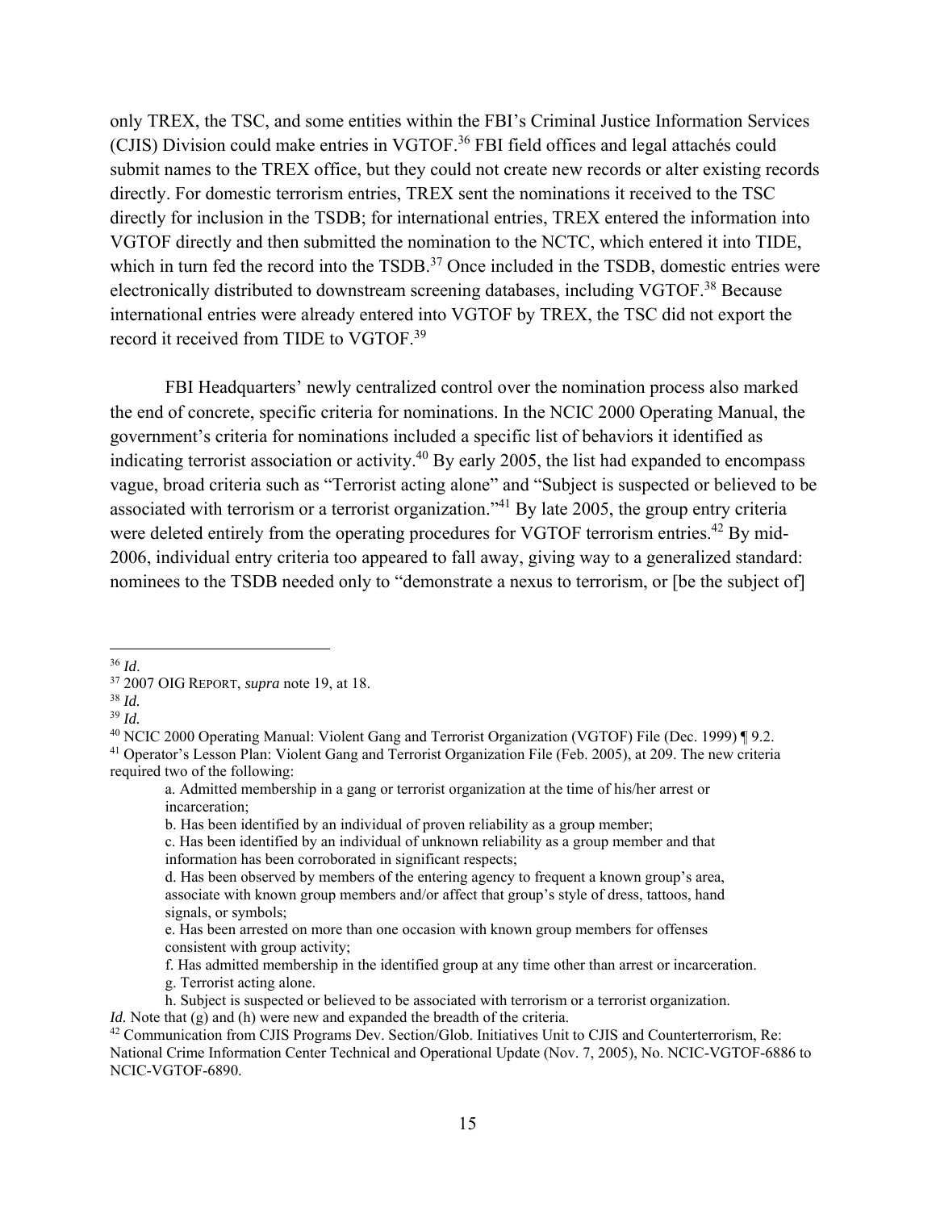only TREX, the TSC, and some entities within the FBI's Criminal Justice Information Services (CJIS) Division could make entries in VGTOF.[36] FBI field offices and legal attachés could submit names to the TREX office, but they could not create new records or alter existing records directly. For domestic terrorism entries, TREX sent the nominations it received to the TSC directly for inclusion in the TSDB; for international entries, TREX entered the information into VGTOF directly and then submitted the nomination to the NCTC, which entered it into TIDE, which in turn fed the record into the TSDB.[37] Once included in the TSDB, domestic entries were electronically distributed to downstream screening databases, including VGTOF.[38] Because international entries were already entered into VGTOF by TREX, the TSC did not export the record it received from TIDE to VGTOF.[39]

FBI Headquarters' newly centralized control over the nomination process also marked the end of concrete, specific criteria for nominations. In the NCIC 2000 Operating Manual, the government's criteria for nominations included a specific list of behaviors it identified as indicating terrorist association or activity.[40] By early 2005, the list had expanded to encompass vague, broad criteria such as "Terrorist acting alone" and "Subject is suspected or believed to be associated with terrorism or a terrorist organization."[41] By late 2005, the group entry criteria were deleted entirely from the operating procedures for VGTOF terrorism entries.[42] By mid-2006, individual entry criteria too appeared to fall away, giving way to a generalized standard: nominees to the TSDB needed only to "demonstrate a nexus to terrorism, or [be the subject of]

---

[36] *Id*.

[37] 2007 OIG REPORT, *supra* note 19, at 18.

[38] *Id.*

[39] *Id.*

[40] NCIC 2000 Operating Manual: Violent Gang and Terrorist Organization (VGTOF) File (Dec. 1999) ¶ 9.2.

[41] Operator's Lesson Plan: Violent Gang and Terrorist Organization File (Feb. 2005), at 209. The new criteria required two of the following:

> a. Admitted membership in a gang or terrorist organization at the time of his/her arrest or incarceration;
>
> b. Has been identified by an individual of proven reliability as a group member;
>
> c. Has been identified by an individual of unknown reliability as a group member and that information has been corroborated in significant respects;
>
> d. Has been observed by members of the entering agency to frequent a known group's area, associate with known group members and/or affect that group's style of dress, tattoos, hand signals, or symbols;
>
> e. Has been arrested on more than one occasion with known group members for offenses consistent with group activity;
>
> f. Has admitted membership in the identified group at any time other than arrest or incarceration.
>
> g. Terrorist acting alone.
>
> h. Subject is suspected or believed to be associated with terrorism or a terrorist organization.

*Id.* Note that (g) and (h) were new and expanded the breadth of the criteria.

[42] Communication from CJIS Programs Dev. Section/Glob. Initiatives Unit to CJIS and Counterterrorism, Re: National Crime Information Center Technical and Operational Update (Nov. 7, 2005), No. NCIC-VGTOF-6886 to NCIC-VGTOF-6890.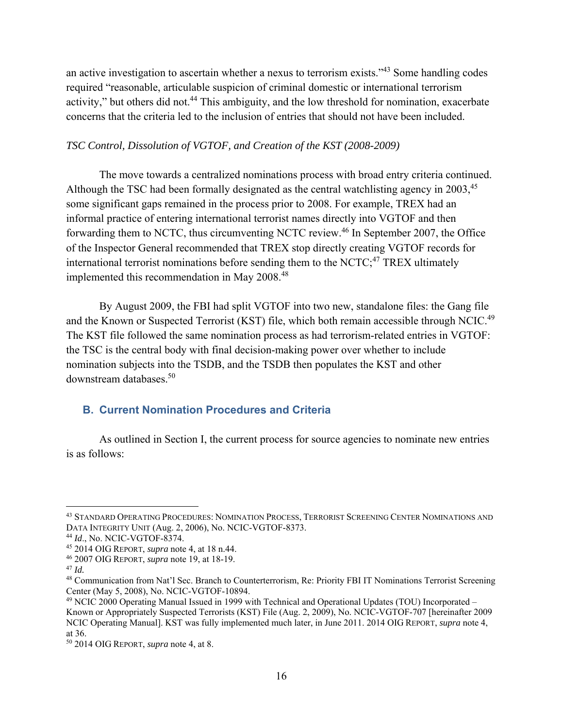an active investigation to ascertain whether a nexus to terrorism exists."[43] Some handling codes required "reasonable, articulable suspicion of criminal domestic or international terrorism activity," but others did not.[44] This ambiguity, and the low threshold for nomination, exacerbate concerns that the criteria led to the inclusion of entries that should not have been included.

*TSC Control, Dissolution of VGTOF, and Creation of the KST (2008-2009)*

The move towards a centralized nominations process with broad entry criteria continued. Although the TSC had been formally designated as the central watchlisting agency in 2003,[45] some significant gaps remained in the process prior to 2008. For example, TREX had an informal practice of entering international terrorist names directly into VGTOF and then forwarding them to NCTC, thus circumventing NCTC review.[46] In September 2007, the Office of the Inspector General recommended that TREX stop directly creating VGTOF records for international terrorist nominations before sending them to the NCTC;[47] TREX ultimately implemented this recommendation in May 2008.[48]

By August 2009, the FBI had split VGTOF into two new, standalone files: the Gang file and the Known or Suspected Terrorist (KST) file, which both remain accessible through NCIC.[49] The KST file followed the same nomination process as had terrorism-related entries in VGTOF: the TSC is the central body with final decision-making power over whether to include nomination subjects into the TSDB, and the TSDB then populates the KST and other downstream databases.[50]

## B. Current Nomination Procedures and Criteria

As outlined in Section I, the current process for source agencies to nominate new entries is as follows:

---

[43] STANDARD OPERATING PROCEDURES: NOMINATION PROCESS, TERRORIST SCREENING CENTER NOMINATIONS AND DATA INTEGRITY UNIT (Aug. 2, 2006), No. NCIC-VGTOF-8373.

[44] *Id*., No. NCIC-VGTOF-8374.

[45] 2014 OIG REPORT, *supra* note 4, at 18 n.44.

[46] 2007 OIG REPORT, *supra* note 19, at 18-19.

[47] *Id.*

[48] Communication from Nat'l Sec. Branch to Counterterrorism, Re: Priority FBI IT Nominations Terrorist Screening Center (May 5, 2008), No. NCIC-VGTOF-10894.

[49] NCIC 2000 Operating Manual Issued in 1999 with Technical and Operational Updates (TOU) Incorporated – Known or Appropriately Suspected Terrorists (KST) File (Aug. 2, 2009), No. NCIC-VGTOF-707 [hereinafter 2009 NCIC Operating Manual]. KST was fully implemented much later, in June 2011. 2014 OIG REPORT, *supra* note 4, at 36.

[50] 2014 OIG REPORT, *supra* note 4, at 8.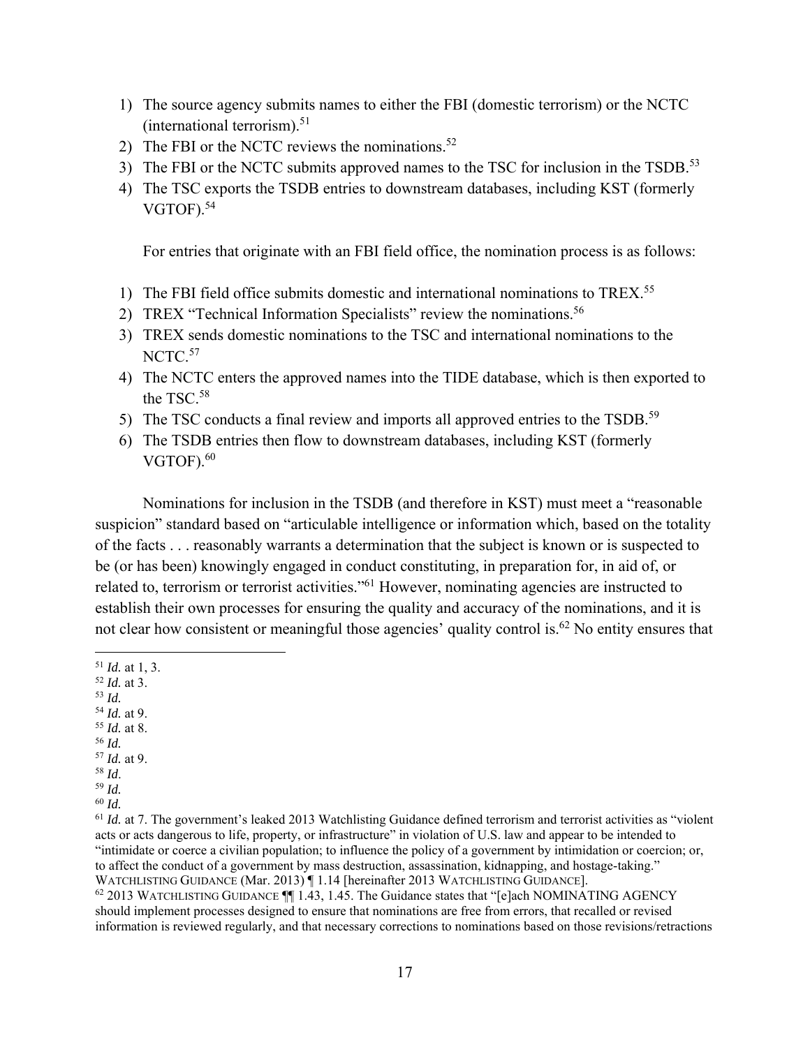1) The source agency submits names to either the FBI (domestic terrorism) or the NCTC (international terrorism).[51]
2) The FBI or the NCTC reviews the nominations.[52]
3) The FBI or the NCTC submits approved names to the TSC for inclusion in the TSDB.[53]
4) The TSC exports the TSDB entries to downstream databases, including KST (formerly VGTOF).[54]

For entries that originate with an FBI field office, the nomination process is as follows:

1) The FBI field office submits domestic and international nominations to TREX.[55]
2) TREX "Technical Information Specialists" review the nominations.[56]
3) TREX sends domestic nominations to the TSC and international nominations to the NCTC.[57]
4) The NCTC enters the approved names into the TIDE database, which is then exported to the TSC.[58]
5) The TSC conducts a final review and imports all approved entries to the TSDB.[59]
6) The TSDB entries then flow to downstream databases, including KST (formerly VGTOF).[60]

Nominations for inclusion in the TSDB (and therefore in KST) must meet a "reasonable suspicion" standard based on "articulable intelligence or information which, based on the totality of the facts . . . reasonably warrants a determination that the subject is known or is suspected to be (or has been) knowingly engaged in conduct constituting, in preparation for, in aid of, or related to, terrorism or terrorist activities."[61] However, nominating agencies are instructed to establish their own processes for ensuring the quality and accuracy of the nominations, and it is not clear how consistent or meaningful those agencies' quality control is.[62] No entity ensures that

---

[51] *Id.* at 1, 3.
[52] *Id.* at 3.
[53] *Id.*
[54] *Id.* at 9.
[55] *Id.* at 8.
[56] *Id.*
[57] *Id.* at 9.
[58] *Id*.
[59] *Id.*
[60] *Id.*
[61] *Id.* at 7. The government's leaked 2013 Watchlisting Guidance defined terrorism and terrorist activities as "violent acts or acts dangerous to life, property, or infrastructure" in violation of U.S. law and appear to be intended to "intimidate or coerce a civilian population; to influence the policy of a government by intimidation or coercion; or, to affect the conduct of a government by mass destruction, assassination, kidnapping, and hostage-taking." WATCHLISTING GUIDANCE (Mar. 2013) ¶ 1.14 [hereinafter 2013 WATCHLISTING GUIDANCE].
[62] 2013 WATCHLISTING GUIDANCE ¶¶ 1.43, 1.45. The Guidance states that "[e]ach NOMINATING AGENCY should implement processes designed to ensure that nominations are free from errors, that recalled or revised information is reviewed regularly, and that necessary corrections to nominations based on those revisions/retractions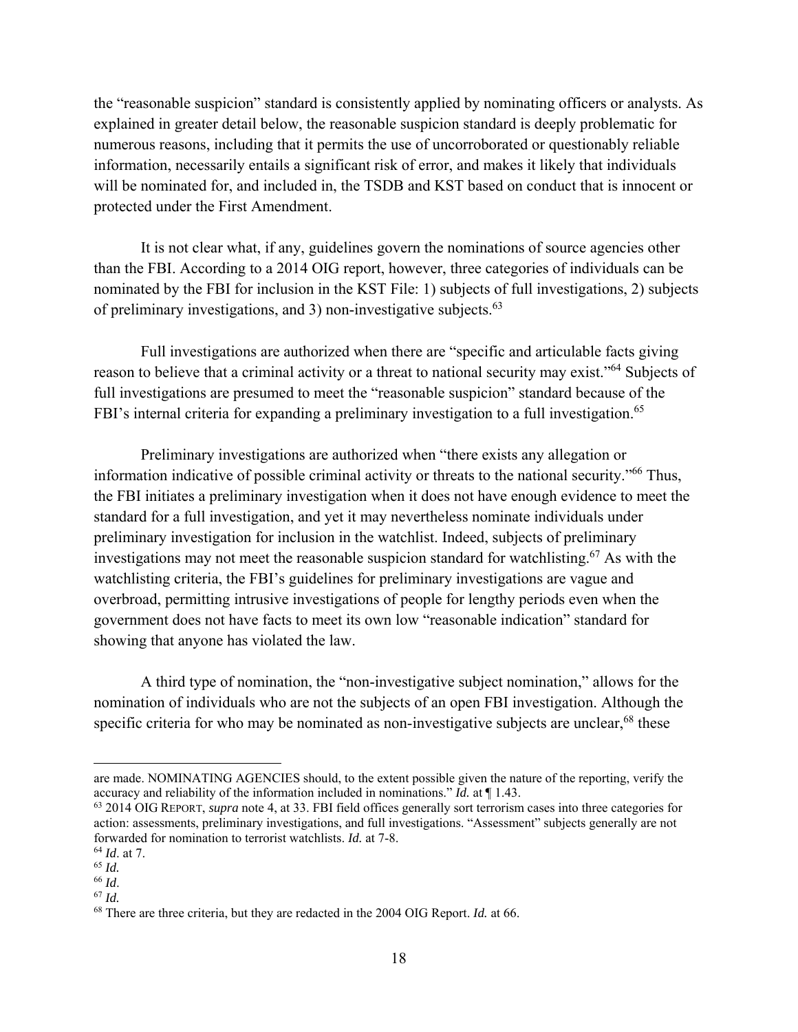the "reasonable suspicion" standard is consistently applied by nominating officers or analysts. As explained in greater detail below, the reasonable suspicion standard is deeply problematic for numerous reasons, including that it permits the use of uncorroborated or questionably reliable information, necessarily entails a significant risk of error, and makes it likely that individuals will be nominated for, and included in, the TSDB and KST based on conduct that is innocent or protected under the First Amendment.

It is not clear what, if any, guidelines govern the nominations of source agencies other than the FBI. According to a 2014 OIG report, however, three categories of individuals can be nominated by the FBI for inclusion in the KST File: 1) subjects of full investigations, 2) subjects of preliminary investigations, and 3) non-investigative subjects.[63]

Full investigations are authorized when there are "specific and articulable facts giving reason to believe that a criminal activity or a threat to national security may exist."[64] Subjects of full investigations are presumed to meet the "reasonable suspicion" standard because of the FBI's internal criteria for expanding a preliminary investigation to a full investigation.[65]

Preliminary investigations are authorized when "there exists any allegation or information indicative of possible criminal activity or threats to the national security."[66] Thus, the FBI initiates a preliminary investigation when it does not have enough evidence to meet the standard for a full investigation, and yet it may nevertheless nominate individuals under preliminary investigation for inclusion in the watchlist. Indeed, subjects of preliminary investigations may not meet the reasonable suspicion standard for watchlisting.[67] As with the watchlisting criteria, the FBI's guidelines for preliminary investigations are vague and overbroad, permitting intrusive investigations of people for lengthy periods even when the government does not have facts to meet its own low "reasonable indication" standard for showing that anyone has violated the law.

A third type of nomination, the "non-investigative subject nomination," allows for the nomination of individuals who are not the subjects of an open FBI investigation. Although the specific criteria for who may be nominated as non-investigative subjects are unclear,[68] these

---

are made. NOMINATING AGENCIES should, to the extent possible given the nature of the reporting, verify the accuracy and reliability of the information included in nominations." *Id.* at ¶ 1.43.

[63] 2014 OIG REPORT, *supra* note 4, at 33. FBI field offices generally sort terrorism cases into three categories for action: assessments, preliminary investigations, and full investigations. "Assessment" subjects generally are not forwarded for nomination to terrorist watchlists. *Id.* at 7-8.

[64] *Id*. at 7.

[65] *Id.*

[66] *Id*.

[67] *Id.*

[68] There are three criteria, but they are redacted in the 2004 OIG Report. *Id.* at 66.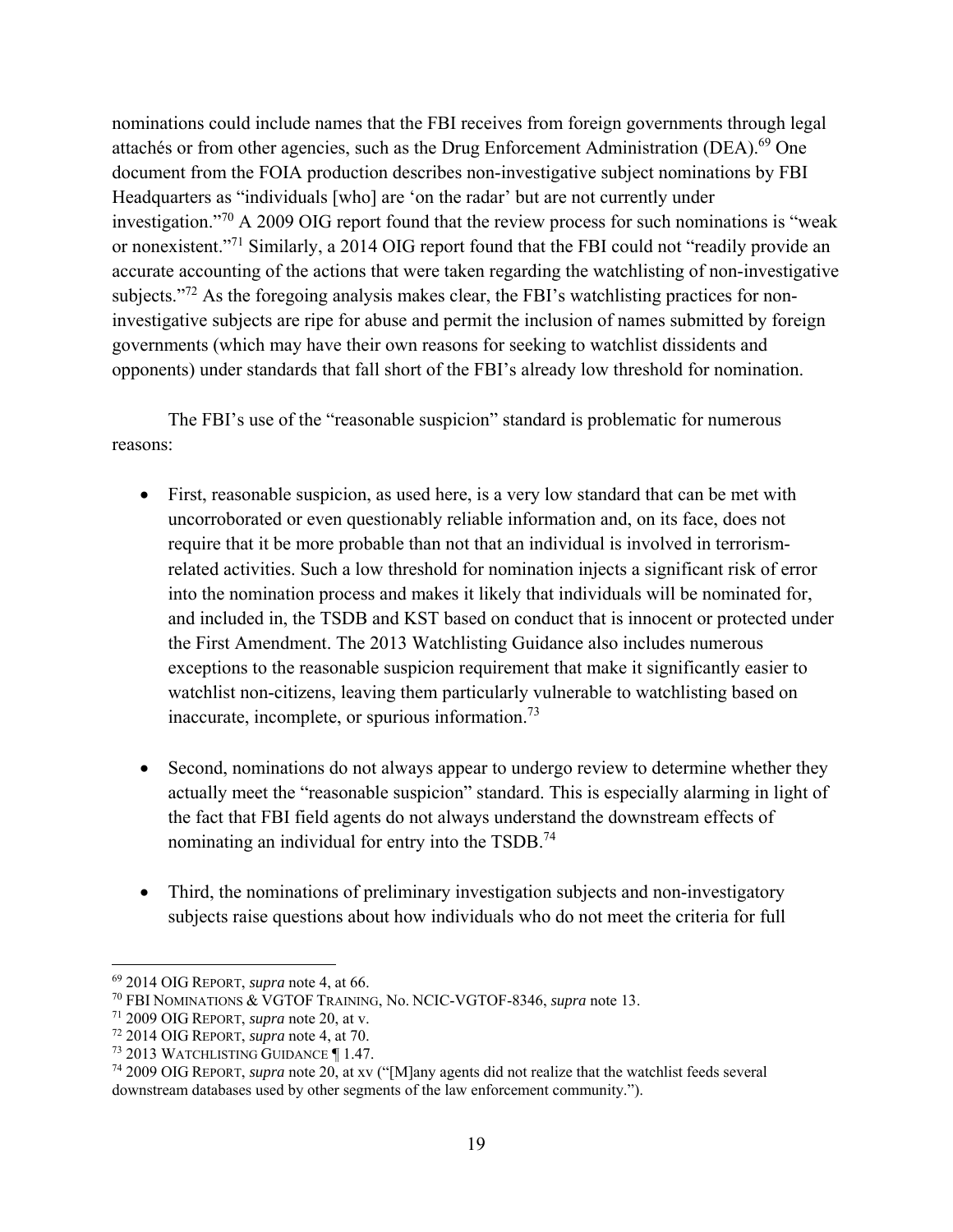nominations could include names that the FBI receives from foreign governments through legal attachés or from other agencies, such as the Drug Enforcement Administration (DEA).[69] One document from the FOIA production describes non-investigative subject nominations by FBI Headquarters as "individuals [who] are 'on the radar' but are not currently under investigation."[70] A 2009 OIG report found that the review process for such nominations is "weak or nonexistent."[71] Similarly, a 2014 OIG report found that the FBI could not "readily provide an accurate accounting of the actions that were taken regarding the watchlisting of non-investigative subjects."[72] As the foregoing analysis makes clear, the FBI's watchlisting practices for non-investigative subjects are ripe for abuse and permit the inclusion of names submitted by foreign governments (which may have their own reasons for seeking to watchlist dissidents and opponents) under standards that fall short of the FBI's already low threshold for nomination.

The FBI's use of the "reasonable suspicion" standard is problematic for numerous reasons:

- First, reasonable suspicion, as used here, is a very low standard that can be met with uncorroborated or even questionably reliable information and, on its face, does not require that it be more probable than not that an individual is involved in terrorism-related activities. Such a low threshold for nomination injects a significant risk of error into the nomination process and makes it likely that individuals will be nominated for, and included in, the TSDB and KST based on conduct that is innocent or protected under the First Amendment. The 2013 Watchlisting Guidance also includes numerous exceptions to the reasonable suspicion requirement that make it significantly easier to watchlist non-citizens, leaving them particularly vulnerable to watchlisting based on inaccurate, incomplete, or spurious information.[73]

- Second, nominations do not always appear to undergo review to determine whether they actually meet the "reasonable suspicion" standard. This is especially alarming in light of the fact that FBI field agents do not always understand the downstream effects of nominating an individual for entry into the TSDB.[74]

- Third, the nominations of preliminary investigation subjects and non-investigatory subjects raise questions about how individuals who do not meet the criteria for full

---

[69] 2014 OIG REPORT, *supra* note 4, at 66.

[70] FBI NOMINATIONS & VGTOF TRAINING, No. NCIC-VGTOF-8346, *supra* note 13.

[71] 2009 OIG REPORT, *supra* note 20, at v.

[72] 2014 OIG REPORT, *supra* note 4, at 70.

[73] 2013 WATCHLISTING GUIDANCE ¶ 1.47.

[74] 2009 OIG REPORT, *supra* note 20, at xv ("[M]any agents did not realize that the watchlist feeds several downstream databases used by other segments of the law enforcement community.").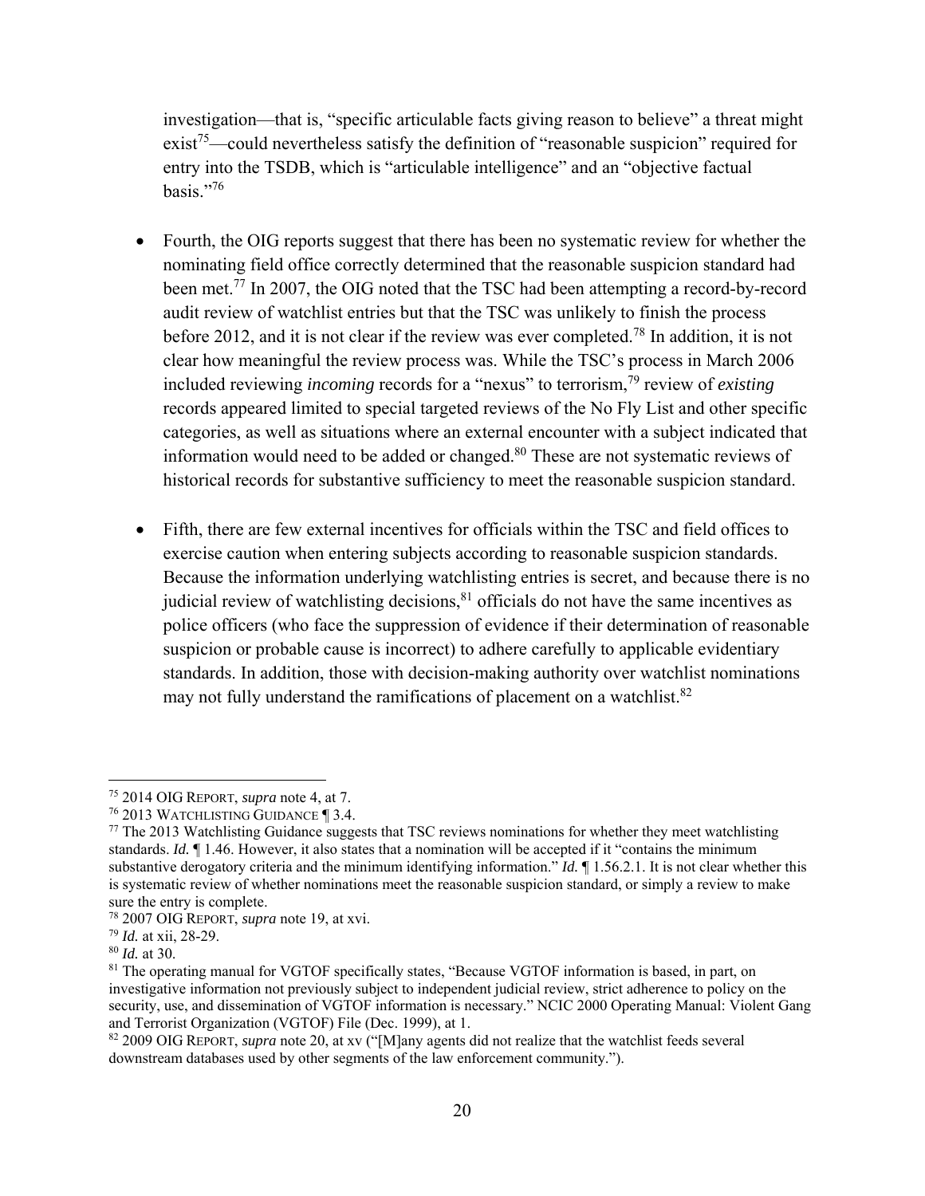investigation—that is, "specific articulable facts giving reason to believe" a threat might exist[75]—could nevertheless satisfy the definition of "reasonable suspicion" required for entry into the TSDB, which is "articulable intelligence" and an "objective factual basis."[76]

- Fourth, the OIG reports suggest that there has been no systematic review for whether the nominating field office correctly determined that the reasonable suspicion standard had been met.[77] In 2007, the OIG noted that the TSC had been attempting a record-by-record audit review of watchlist entries but that the TSC was unlikely to finish the process before 2012, and it is not clear if the review was ever completed.[78] In addition, it is not clear how meaningful the review process was. While the TSC's process in March 2006 included reviewing *incoming* records for a "nexus" to terrorism,[79] review of *existing* records appeared limited to special targeted reviews of the No Fly List and other specific categories, as well as situations where an external encounter with a subject indicated that information would need to be added or changed.[80] These are not systematic reviews of historical records for substantive sufficiency to meet the reasonable suspicion standard.

- Fifth, there are few external incentives for officials within the TSC and field offices to exercise caution when entering subjects according to reasonable suspicion standards. Because the information underlying watchlisting entries is secret, and because there is no judicial review of watchlisting decisions,[81] officials do not have the same incentives as police officers (who face the suppression of evidence if their determination of reasonable suspicion or probable cause is incorrect) to adhere carefully to applicable evidentiary standards. In addition, those with decision-making authority over watchlist nominations may not fully understand the ramifications of placement on a watchlist.[82]

---

[75] 2014 OIG REPORT, *supra* note 4, at 7.

[76] 2013 WATCHLISTING GUIDANCE ¶ 3.4.

[77] The 2013 Watchlisting Guidance suggests that TSC reviews nominations for whether they meet watchlisting standards. *Id.* ¶ 1.46. However, it also states that a nomination will be accepted if it "contains the minimum substantive derogatory criteria and the minimum identifying information." *Id.* ¶ 1.56.2.1. It is not clear whether this is systematic review of whether nominations meet the reasonable suspicion standard, or simply a review to make sure the entry is complete.

[78] 2007 OIG REPORT, *supra* note 19, at xvi.

[79] *Id.* at xii, 28-29.

[80] *Id.* at 30.

[81] The operating manual for VGTOF specifically states, "Because VGTOF information is based, in part, on investigative information not previously subject to independent judicial review, strict adherence to policy on the security, use, and dissemination of VGTOF information is necessary." NCIC 2000 Operating Manual: Violent Gang and Terrorist Organization (VGTOF) File (Dec. 1999), at 1.

[82] 2009 OIG REPORT, *supra* note 20, at xv ("[M]any agents did not realize that the watchlist feeds several downstream databases used by other segments of the law enforcement community.").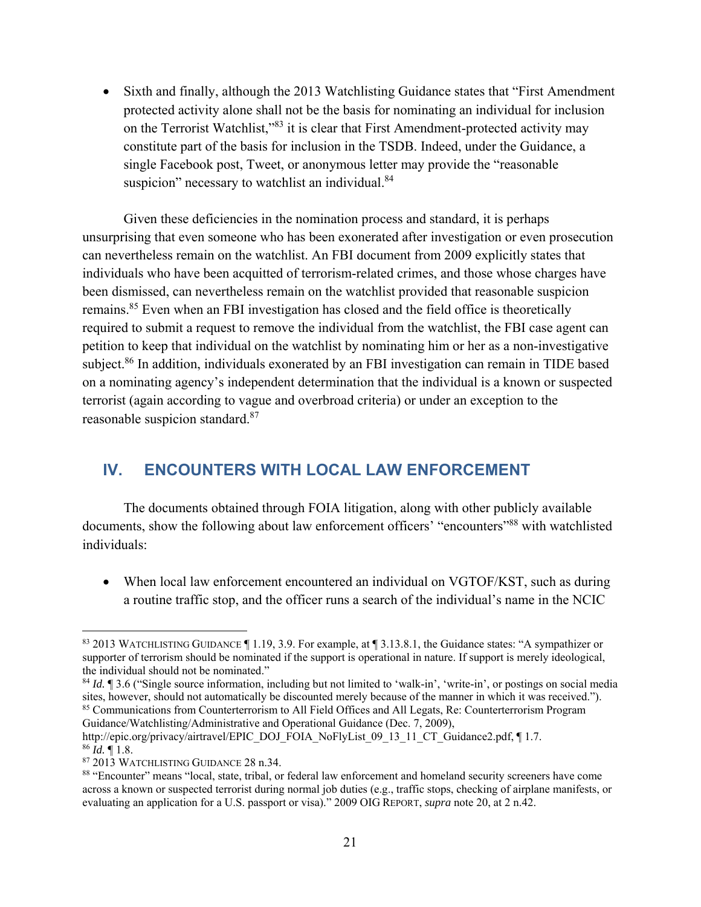- Sixth and finally, although the 2013 Watchlisting Guidance states that "First Amendment protected activity alone shall not be the basis for nominating an individual for inclusion on the Terrorist Watchlist,"[83] it is clear that First Amendment-protected activity may constitute part of the basis for inclusion in the TSDB. Indeed, under the Guidance, a single Facebook post, Tweet, or anonymous letter may provide the "reasonable suspicion" necessary to watchlist an individual.[84]

Given these deficiencies in the nomination process and standard, it is perhaps unsurprising that even someone who has been exonerated after investigation or even prosecution can nevertheless remain on the watchlist. An FBI document from 2009 explicitly states that individuals who have been acquitted of terrorism-related crimes, and those whose charges have been dismissed, can nevertheless remain on the watchlist provided that reasonable suspicion remains.[85] Even when an FBI investigation has closed and the field office is theoretically required to submit a request to remove the individual from the watchlist, the FBI case agent can petition to keep that individual on the watchlist by nominating him or her as a non-investigative subject.[86] In addition, individuals exonerated by an FBI investigation can remain in TIDE based on a nominating agency's independent determination that the individual is a known or suspected terrorist (again according to vague and overbroad criteria) or under an exception to the reasonable suspicion standard.[87]

## IV. ENCOUNTERS WITH LOCAL LAW ENFORCEMENT

The documents obtained through FOIA litigation, along with other publicly available documents, show the following about law enforcement officers' "encounters"[88] with watchlisted individuals:

- When local law enforcement encountered an individual on VGTOF/KST, such as during a routine traffic stop, and the officer runs a search of the individual's name in the NCIC

---

[83] 2013 WATCHLISTING GUIDANCE ¶ 1.19, 3.9. For example, at ¶ 3.13.8.1, the Guidance states: "A sympathizer or supporter of terrorism should be nominated if the support is operational in nature. If support is merely ideological, the individual should not be nominated."

[84] *Id.* ¶ 3.6 ("Single source information, including but not limited to 'walk-in', 'write-in', or postings on social media sites, however, should not automatically be discounted merely because of the manner in which it was received.").

[85] Communications from Counterterrorism to All Field Offices and All Legats, Re: Counterterrorism Program Guidance/Watchlisting/Administrative and Operational Guidance (Dec. 7, 2009), http://epic.org/privacy/airtravel/EPIC_DOJ_FOIA_NoFlyList_09_13_11_CT_Guidance2.pdf, ¶ 1.7.

[86] *Id.* ¶ 1.8.

[87] 2013 WATCHLISTING GUIDANCE 28 n.34.

[88] "Encounter" means "local, state, tribal, or federal law enforcement and homeland security screeners have come across a known or suspected terrorist during normal job duties (e.g., traffic stops, checking of airplane manifests, or evaluating an application for a U.S. passport or visa)." 2009 OIG REPORT, *supra* note 20, at 2 n.42.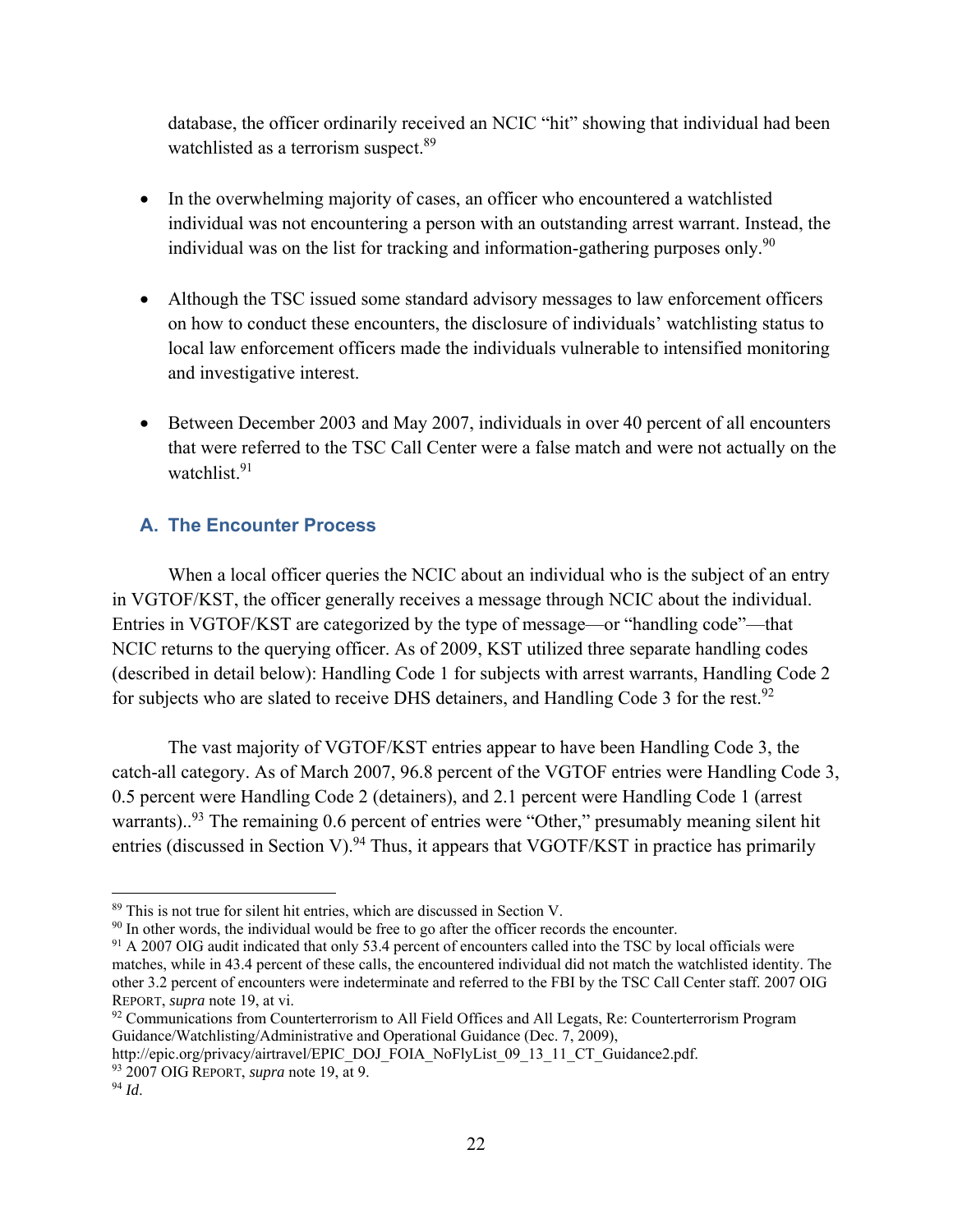database, the officer ordinarily received an NCIC "hit" showing that individual had been watchlisted as a terrorism suspect.[89]

- In the overwhelming majority of cases, an officer who encountered a watchlisted individual was not encountering a person with an outstanding arrest warrant. Instead, the individual was on the list for tracking and information-gathering purposes only.[90]

- Although the TSC issued some standard advisory messages to law enforcement officers on how to conduct these encounters, the disclosure of individuals' watchlisting status to local law enforcement officers made the individuals vulnerable to intensified monitoring and investigative interest.

- Between December 2003 and May 2007, individuals in over 40 percent of all encounters that were referred to the TSC Call Center were a false match and were not actually on the watchlist.[91]

## A. The Encounter Process

When a local officer queries the NCIC about an individual who is the subject of an entry in VGTOF/KST, the officer generally receives a message through NCIC about the individual. Entries in VGTOF/KST are categorized by the type of message—or "handling code"—that NCIC returns to the querying officer. As of 2009, KST utilized three separate handling codes (described in detail below): Handling Code 1 for subjects with arrest warrants, Handling Code 2 for subjects who are slated to receive DHS detainers, and Handling Code 3 for the rest.[92]

The vast majority of VGTOF/KST entries appear to have been Handling Code 3, the catch-all category. As of March 2007, 96.8 percent of the VGTOF entries were Handling Code 3, 0.5 percent were Handling Code 2 (detainers), and 2.1 percent were Handling Code 1 (arrest warrants)..[93] The remaining 0.6 percent of entries were "Other," presumably meaning silent hit entries (discussed in Section V).[94] Thus, it appears that VGOTF/KST in practice has primarily

---

[89] This is not true for silent hit entries, which are discussed in Section V.

[90] In other words, the individual would be free to go after the officer records the encounter.

[91] A 2007 OIG audit indicated that only 53.4 percent of encounters called into the TSC by local officials were matches, while in 43.4 percent of these calls, the encountered individual did not match the watchlisted identity. The other 3.2 percent of encounters were indeterminate and referred to the FBI by the TSC Call Center staff. 2007 OIG REPORT, *supra* note 19, at vi.

[92] Communications from Counterterrorism to All Field Offices and All Legats, Re: Counterterrorism Program Guidance/Watchlisting/Administrative and Operational Guidance (Dec. 7, 2009), http://epic.org/privacy/airtravel/EPIC_DOJ_FOIA_NoFlyList_09_13_11_CT_Guidance2.pdf.

[93] 2007 OIG REPORT, *supra* note 19, at 9.

[94] *Id*.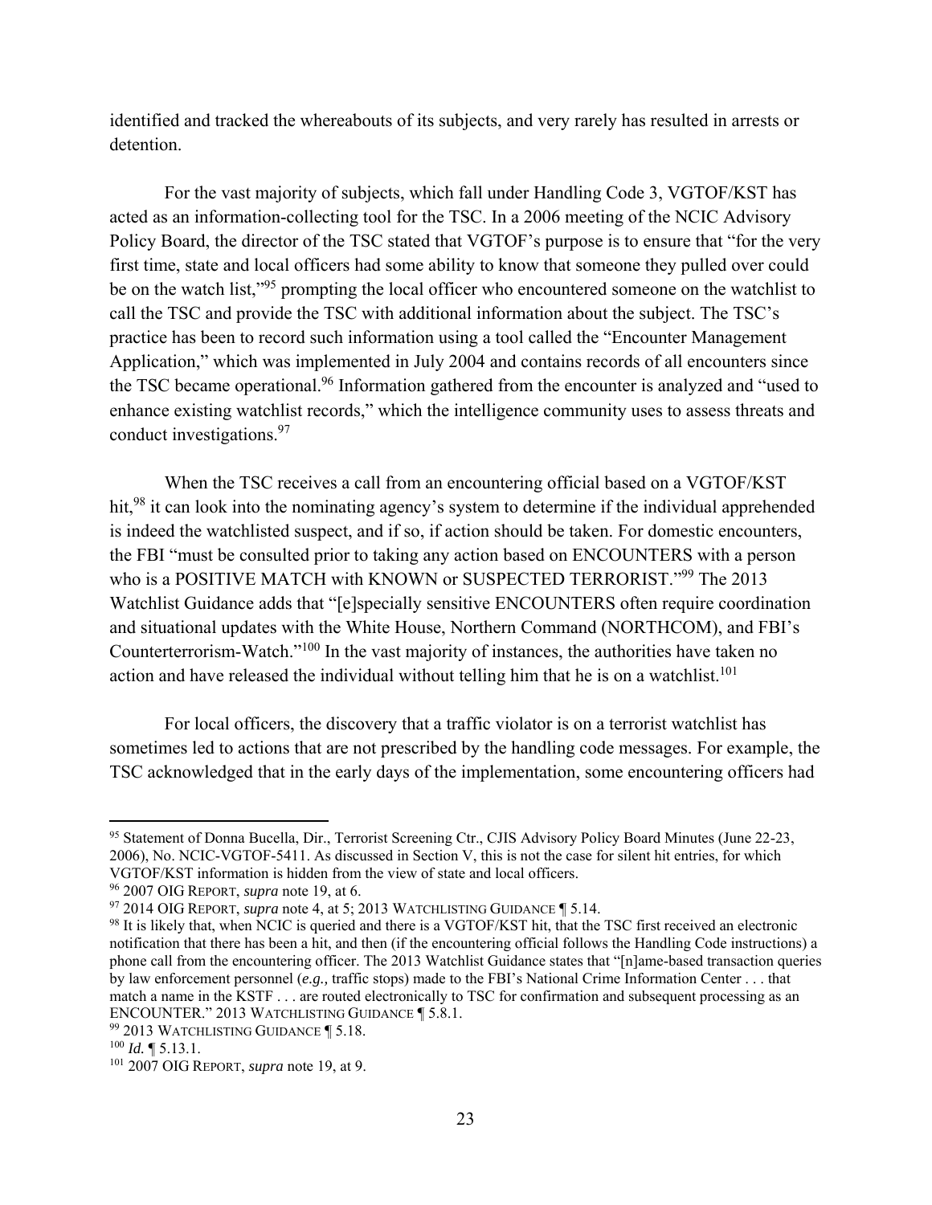identified and tracked the whereabouts of its subjects, and very rarely has resulted in arrests or detention.

For the vast majority of subjects, which fall under Handling Code 3, VGTOF/KST has acted as an information-collecting tool for the TSC. In a 2006 meeting of the NCIC Advisory Policy Board, the director of the TSC stated that VGTOF's purpose is to ensure that "for the very first time, state and local officers had some ability to know that someone they pulled over could be on the watch list,"[95] prompting the local officer who encountered someone on the watchlist to call the TSC and provide the TSC with additional information about the subject. The TSC's practice has been to record such information using a tool called the "Encounter Management Application," which was implemented in July 2004 and contains records of all encounters since the TSC became operational.[96] Information gathered from the encounter is analyzed and "used to enhance existing watchlist records," which the intelligence community uses to assess threats and conduct investigations.[97]

When the TSC receives a call from an encountering official based on a VGTOF/KST hit,[98] it can look into the nominating agency's system to determine if the individual apprehended is indeed the watchlisted suspect, and if so, if action should be taken. For domestic encounters, the FBI "must be consulted prior to taking any action based on ENCOUNTERS with a person who is a POSITIVE MATCH with KNOWN or SUSPECTED TERRORIST."[99] The 2013 Watchlist Guidance adds that "[e]specially sensitive ENCOUNTERS often require coordination and situational updates with the White House, Northern Command (NORTHCOM), and FBI's Counterterrorism-Watch."[100] In the vast majority of instances, the authorities have taken no action and have released the individual without telling him that he is on a watchlist.[101]

For local officers, the discovery that a traffic violator is on a terrorist watchlist has sometimes led to actions that are not prescribed by the handling code messages. For example, the TSC acknowledged that in the early days of the implementation, some encountering officers had

---

[95] Statement of Donna Bucella, Dir., Terrorist Screening Ctr., CJIS Advisory Policy Board Minutes (June 22-23, 2006), No. NCIC-VGTOF-5411. As discussed in Section V, this is not the case for silent hit entries, for which VGTOF/KST information is hidden from the view of state and local officers.

[96] 2007 OIG REPORT, *supra* note 19, at 6.

[97] 2014 OIG REPORT, *supra* note 4, at 5; 2013 WATCHLISTING GUIDANCE ¶ 5.14.

[98] It is likely that, when NCIC is queried and there is a VGTOF/KST hit, that the TSC first received an electronic notification that there has been a hit, and then (if the encountering official follows the Handling Code instructions) a phone call from the encountering officer. The 2013 Watchlist Guidance states that "[n]ame-based transaction queries by law enforcement personnel (*e.g.,* traffic stops) made to the FBI's National Crime Information Center . . . that match a name in the KSTF . . . are routed electronically to TSC for confirmation and subsequent processing as an ENCOUNTER." 2013 WATCHLISTING GUIDANCE ¶ 5.8.1.

[99] 2013 WATCHLISTING GUIDANCE ¶ 5.18.

[100] *Id.* ¶ 5.13.1.

[101] 2007 OIG REPORT, *supra* note 19, at 9.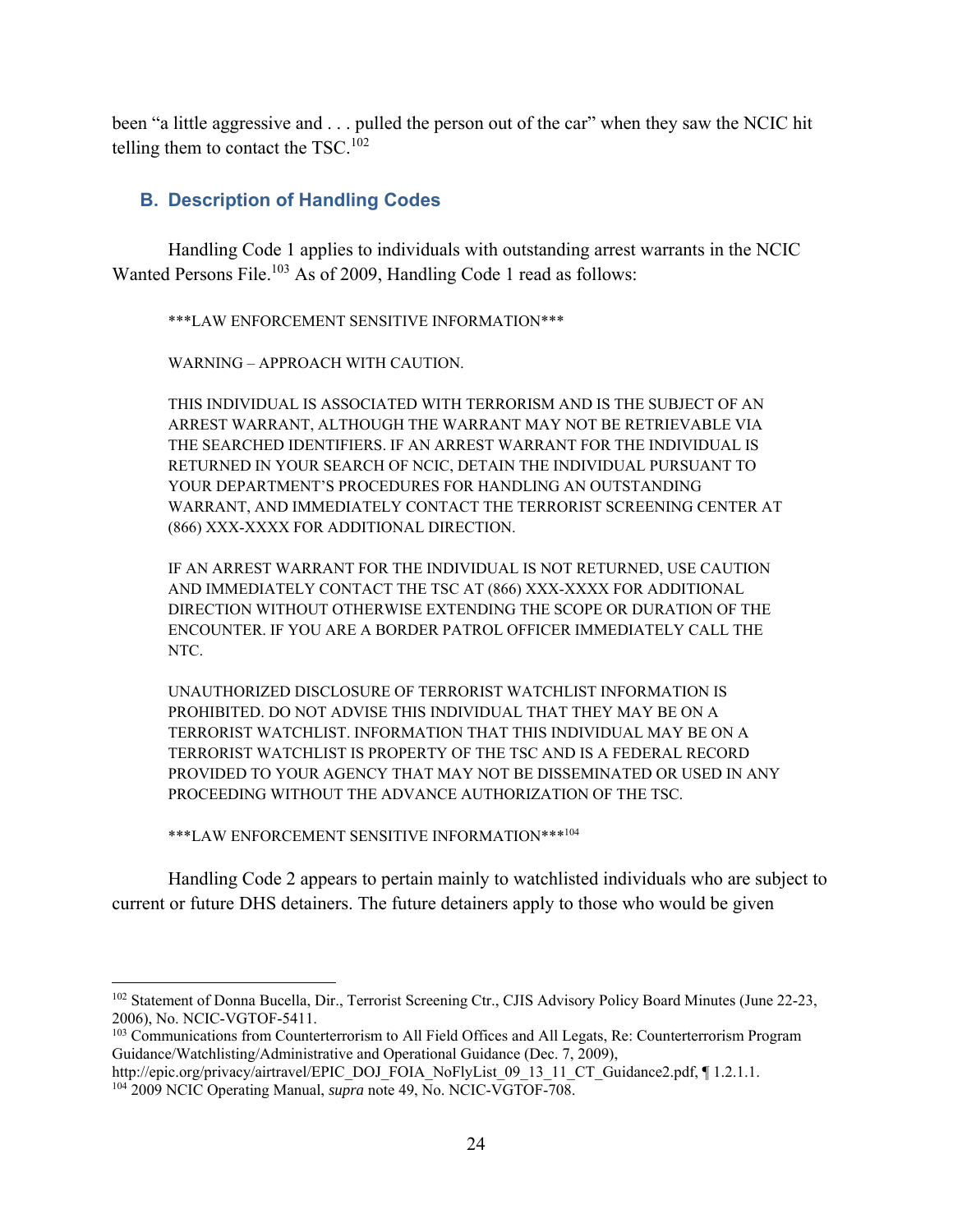been "a little aggressive and . . . pulled the person out of the car" when they saw the NCIC hit telling them to contact the TSC.[102]

## B. Description of Handling Codes

Handling Code 1 applies to individuals with outstanding arrest warrants in the NCIC Wanted Persons File.[103] As of 2009, Handling Code 1 read as follows:

> ***LAW ENFORCEMENT SENSITIVE INFORMATION***
>
> WARNING – APPROACH WITH CAUTION.
>
> THIS INDIVIDUAL IS ASSOCIATED WITH TERRORISM AND IS THE SUBJECT OF AN ARREST WARRANT, ALTHOUGH THE WARRANT MAY NOT BE RETRIEVABLE VIA THE SEARCHED IDENTIFIERS. IF AN ARREST WARRANT FOR THE INDIVIDUAL IS RETURNED IN YOUR SEARCH OF NCIC, DETAIN THE INDIVIDUAL PURSUANT TO YOUR DEPARTMENT'S PROCEDURES FOR HANDLING AN OUTSTANDING WARRANT, AND IMMEDIATELY CONTACT THE TERRORIST SCREENING CENTER AT (866) XXX-XXXX FOR ADDITIONAL DIRECTION.
>
> IF AN ARREST WARRANT FOR THE INDIVIDUAL IS NOT RETURNED, USE CAUTION AND IMMEDIATELY CONTACT THE TSC AT (866) XXX-XXXX FOR ADDITIONAL DIRECTION WITHOUT OTHERWISE EXTENDING THE SCOPE OR DURATION OF THE ENCOUNTER. IF YOU ARE A BORDER PATROL OFFICER IMMEDIATELY CALL THE NTC.
>
> UNAUTHORIZED DISCLOSURE OF TERRORIST WATCHLIST INFORMATION IS PROHIBITED. DO NOT ADVISE THIS INDIVIDUAL THAT THEY MAY BE ON A TERRORIST WATCHLIST. INFORMATION THAT THIS INDIVIDUAL MAY BE ON A TERRORIST WATCHLIST IS PROPERTY OF THE TSC AND IS A FEDERAL RECORD PROVIDED TO YOUR AGENCY THAT MAY NOT BE DISSEMINATED OR USED IN ANY PROCEEDING WITHOUT THE ADVANCE AUTHORIZATION OF THE TSC.
>
> ***LAW ENFORCEMENT SENSITIVE INFORMATION***[104]

Handling Code 2 appears to pertain mainly to watchlisted individuals who are subject to current or future DHS detainers. The future detainers apply to those who would be given

---

[102] Statement of Donna Bucella, Dir., Terrorist Screening Ctr., CJIS Advisory Policy Board Minutes (June 22-23, 2006), No. NCIC-VGTOF-5411.

[103] Communications from Counterterrorism to All Field Offices and All Legats, Re: Counterterrorism Program Guidance/Watchlisting/Administrative and Operational Guidance (Dec. 7, 2009), http://epic.org/privacy/airtravel/EPIC_DOJ_FOIA_NoFlyList_09_13_11_CT_Guidance2.pdf, ¶ 1.2.1.1.

[104] 2009 NCIC Operating Manual, *supra* note 49, No. NCIC-VGTOF-708.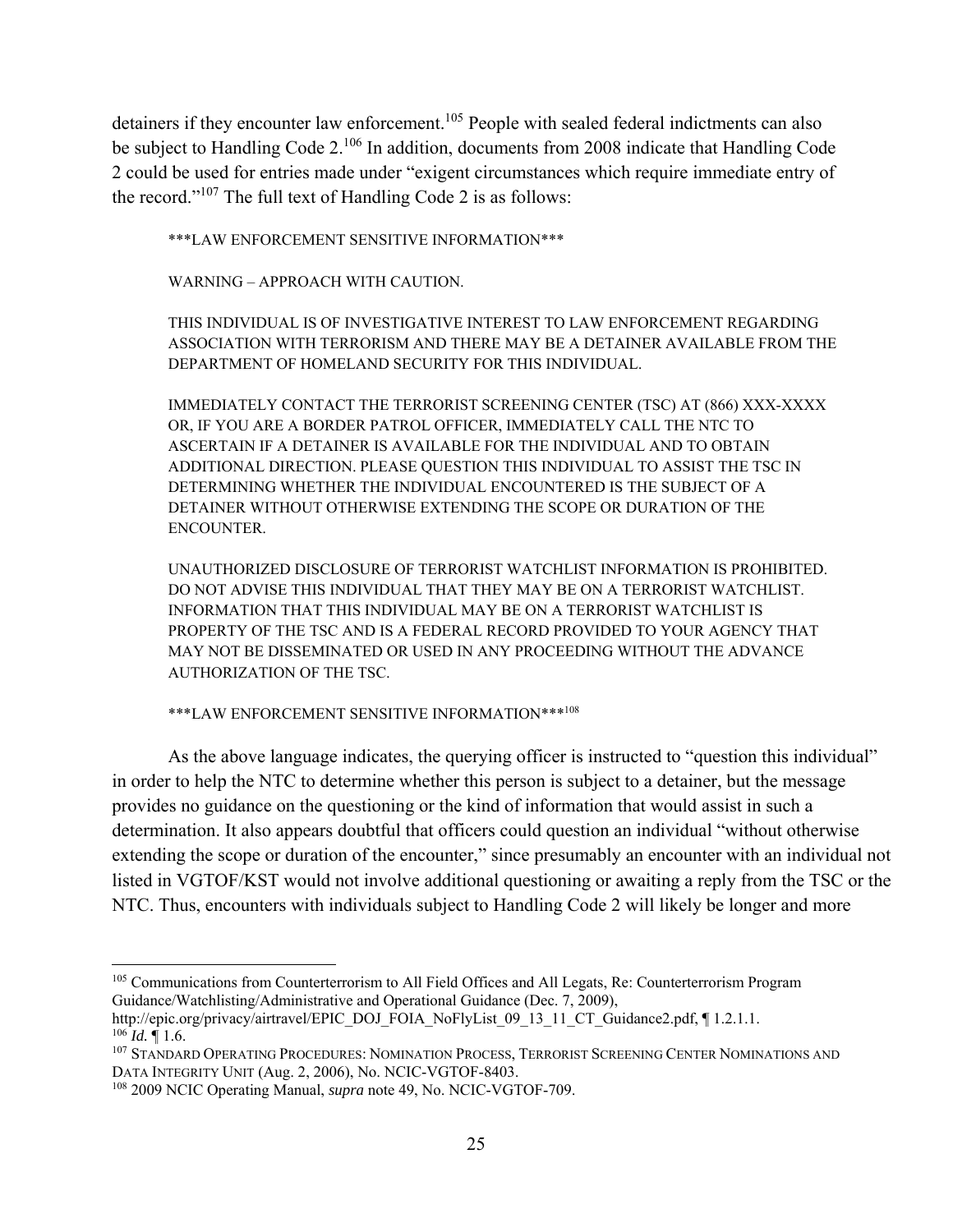detainers if they encounter law enforcement.[105] People with sealed federal indictments can also be subject to Handling Code 2.[106] In addition, documents from 2008 indicate that Handling Code 2 could be used for entries made under "exigent circumstances which require immediate entry of the record."[107] The full text of Handling Code 2 is as follows:

> \*\*\*LAW ENFORCEMENT SENSITIVE INFORMATION\*\*\*
>
> WARNING – APPROACH WITH CAUTION.
>
> THIS INDIVIDUAL IS OF INVESTIGATIVE INTEREST TO LAW ENFORCEMENT REGARDING ASSOCIATION WITH TERRORISM AND THERE MAY BE A DETAINER AVAILABLE FROM THE DEPARTMENT OF HOMELAND SECURITY FOR THIS INDIVIDUAL.
>
> IMMEDIATELY CONTACT THE TERRORIST SCREENING CENTER (TSC) AT (866) XXX-XXXX OR, IF YOU ARE A BORDER PATROL OFFICER, IMMEDIATELY CALL THE NTC TO ASCERTAIN IF A DETAINER IS AVAILABLE FOR THE INDIVIDUAL AND TO OBTAIN ADDITIONAL DIRECTION. PLEASE QUESTION THIS INDIVIDUAL TO ASSIST THE TSC IN DETERMINING WHETHER THE INDIVIDUAL ENCOUNTERED IS THE SUBJECT OF A DETAINER WITHOUT OTHERWISE EXTENDING THE SCOPE OR DURATION OF THE ENCOUNTER.
>
> UNAUTHORIZED DISCLOSURE OF TERRORIST WATCHLIST INFORMATION IS PROHIBITED. DO NOT ADVISE THIS INDIVIDUAL THAT THEY MAY BE ON A TERRORIST WATCHLIST. INFORMATION THAT THIS INDIVIDUAL MAY BE ON A TERRORIST WATCHLIST IS PROPERTY OF THE TSC AND IS A FEDERAL RECORD PROVIDED TO YOUR AGENCY THAT MAY NOT BE DISSEMINATED OR USED IN ANY PROCEEDING WITHOUT THE ADVANCE AUTHORIZATION OF THE TSC.
>
> \*\*\*LAW ENFORCEMENT SENSITIVE INFORMATION\*\*\*[108]

As the above language indicates, the querying officer is instructed to "question this individual" in order to help the NTC to determine whether this person is subject to a detainer, but the message provides no guidance on the questioning or the kind of information that would assist in such a determination. It also appears doubtful that officers could question an individual "without otherwise extending the scope or duration of the encounter," since presumably an encounter with an individual not listed in VGTOF/KST would not involve additional questioning or awaiting a reply from the TSC or the NTC. Thus, encounters with individuals subject to Handling Code 2 will likely be longer and more

---

[105] Communications from Counterterrorism to All Field Offices and All Legats, Re: Counterterrorism Program Guidance/Watchlisting/Administrative and Operational Guidance (Dec. 7, 2009), http://epic.org/privacy/airtravel/EPIC_DOJ_FOIA_NoFlyList_09_13_11_CT_Guidance2.pdf, ¶ 1.2.1.1.

[106] *Id.* ¶ 1.6.

[107] STANDARD OPERATING PROCEDURES: NOMINATION PROCESS, TERRORIST SCREENING CENTER NOMINATIONS AND DATA INTEGRITY UNIT (Aug. 2, 2006), No. NCIC-VGTOF-8403.

[108] 2009 NCIC Operating Manual, *supra* note 49, No. NCIC-VGTOF-709.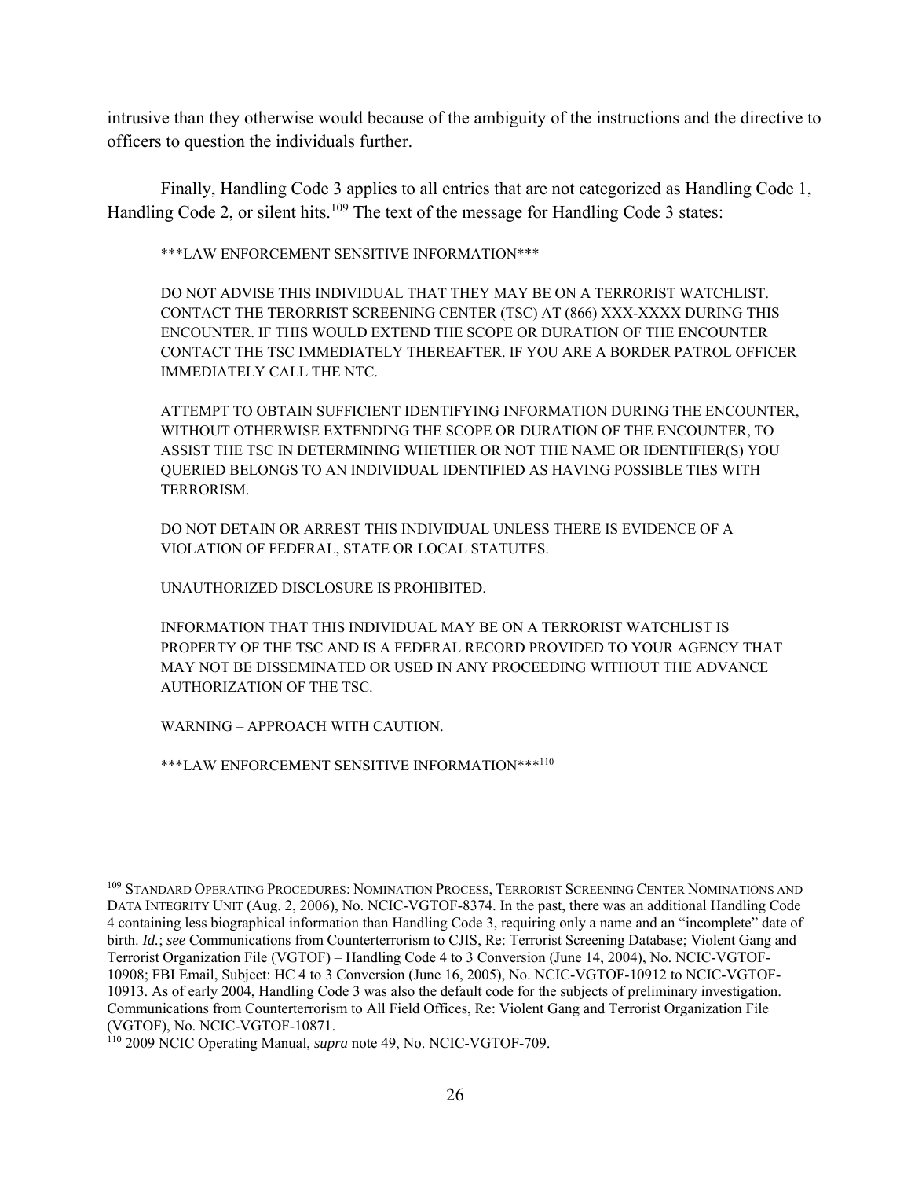intrusive than they otherwise would because of the ambiguity of the instructions and the directive to officers to question the individuals further.

Finally, Handling Code 3 applies to all entries that are not categorized as Handling Code 1, Handling Code 2, or silent hits.[109] The text of the message for Handling Code 3 states:

> ***LAW ENFORCEMENT SENSITIVE INFORMATION***
>
> DO NOT ADVISE THIS INDIVIDUAL THAT THEY MAY BE ON A TERRORIST WATCHLIST. CONTACT THE TERORRIST SCREENING CENTER (TSC) AT (866) XXX-XXXX DURING THIS ENCOUNTER. IF THIS WOULD EXTEND THE SCOPE OR DURATION OF THE ENCOUNTER CONTACT THE TSC IMMEDIATELY THEREAFTER. IF YOU ARE A BORDER PATROL OFFICER IMMEDIATELY CALL THE NTC.
>
> ATTEMPT TO OBTAIN SUFFICIENT IDENTIFYING INFORMATION DURING THE ENCOUNTER, WITHOUT OTHERWISE EXTENDING THE SCOPE OR DURATION OF THE ENCOUNTER, TO ASSIST THE TSC IN DETERMINING WHETHER OR NOT THE NAME OR IDENTIFIER(S) YOU QUERIED BELONGS TO AN INDIVIDUAL IDENTIFIED AS HAVING POSSIBLE TIES WITH TERRORISM.
>
> DO NOT DETAIN OR ARREST THIS INDIVIDUAL UNLESS THERE IS EVIDENCE OF A VIOLATION OF FEDERAL, STATE OR LOCAL STATUTES.
>
> UNAUTHORIZED DISCLOSURE IS PROHIBITED.
>
> INFORMATION THAT THIS INDIVIDUAL MAY BE ON A TERRORIST WATCHLIST IS PROPERTY OF THE TSC AND IS A FEDERAL RECORD PROVIDED TO YOUR AGENCY THAT MAY NOT BE DISSEMINATED OR USED IN ANY PROCEEDING WITHOUT THE ADVANCE AUTHORIZATION OF THE TSC.
>
> WARNING – APPROACH WITH CAUTION.
>
> ***LAW ENFORCEMENT SENSITIVE INFORMATION***[110]

---

[109] STANDARD OPERATING PROCEDURES: NOMINATION PROCESS, TERRORIST SCREENING CENTER NOMINATIONS AND DATA INTEGRITY UNIT (Aug. 2, 2006), No. NCIC-VGTOF-8374. In the past, there was an additional Handling Code 4 containing less biographical information than Handling Code 3, requiring only a name and an "incomplete" date of birth. *Id.*; *see* Communications from Counterterrorism to CJIS, Re: Terrorist Screening Database; Violent Gang and Terrorist Organization File (VGTOF) – Handling Code 4 to 3 Conversion (June 14, 2004), No. NCIC-VGTOF-10908; FBI Email, Subject: HC 4 to 3 Conversion (June 16, 2005), No. NCIC-VGTOF-10912 to NCIC-VGTOF-10913. As of early 2004, Handling Code 3 was also the default code for the subjects of preliminary investigation. Communications from Counterterrorism to All Field Offices, Re: Violent Gang and Terrorist Organization File (VGTOF), No. NCIC-VGTOF-10871.

[110] 2009 NCIC Operating Manual, *supra* note 49, No. NCIC-VGTOF-709.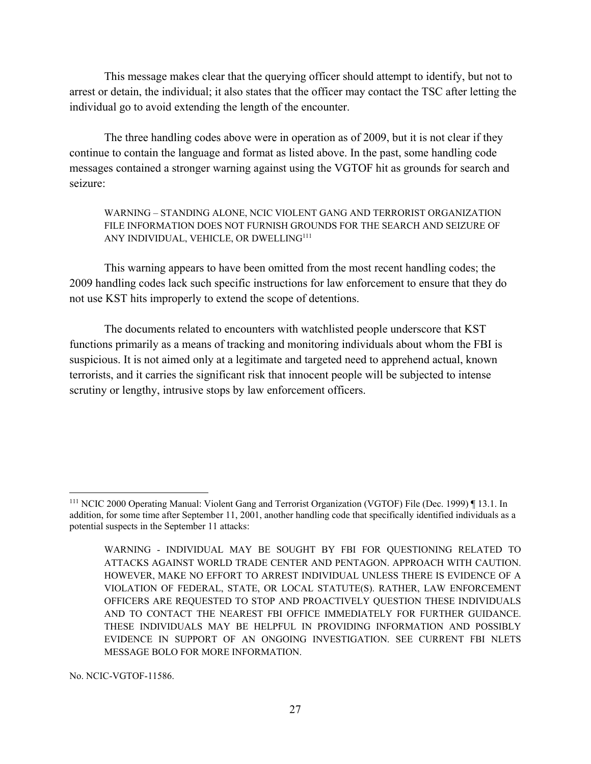This message makes clear that the querying officer should attempt to identify, but not to arrest or detain, the individual; it also states that the officer may contact the TSC after letting the individual go to avoid extending the length of the encounter.

The three handling codes above were in operation as of 2009, but it is not clear if they continue to contain the language and format as listed above. In the past, some handling code messages contained a stronger warning against using the VGTOF hit as grounds for search and seizure:

> WARNING – STANDING ALONE, NCIC VIOLENT GANG AND TERRORIST ORGANIZATION FILE INFORMATION DOES NOT FURNISH GROUNDS FOR THE SEARCH AND SEIZURE OF ANY INDIVIDUAL, VEHICLE, OR DWELLING[111]

This warning appears to have been omitted from the most recent handling codes; the 2009 handling codes lack such specific instructions for law enforcement to ensure that they do not use KST hits improperly to extend the scope of detentions.

The documents related to encounters with watchlisted people underscore that KST functions primarily as a means of tracking and monitoring individuals about whom the FBI is suspicious. It is not aimed only at a legitimate and targeted need to apprehend actual, known terrorists, and it carries the significant risk that innocent people will be subjected to intense scrutiny or lengthy, intrusive stops by law enforcement officers.

---

[111] NCIC 2000 Operating Manual: Violent Gang and Terrorist Organization (VGTOF) File (Dec. 1999) ¶ 13.1. In addition, for some time after September 11, 2001, another handling code that specifically identified individuals as a potential suspects in the September 11 attacks:

> WARNING - INDIVIDUAL MAY BE SOUGHT BY FBI FOR QUESTIONING RELATED TO ATTACKS AGAINST WORLD TRADE CENTER AND PENTAGON. APPROACH WITH CAUTION. HOWEVER, MAKE NO EFFORT TO ARREST INDIVIDUAL UNLESS THERE IS EVIDENCE OF A VIOLATION OF FEDERAL, STATE, OR LOCAL STATUTE(S). RATHER, LAW ENFORCEMENT OFFICERS ARE REQUESTED TO STOP AND PROACTIVELY QUESTION THESE INDIVIDUALS AND TO CONTACT THE NEAREST FBI OFFICE IMMEDIATELY FOR FURTHER GUIDANCE. THESE INDIVIDUALS MAY BE HELPFUL IN PROVIDING INFORMATION AND POSSIBLY EVIDENCE IN SUPPORT OF AN ONGOING INVESTIGATION. SEE CURRENT FBI NLETS MESSAGE BOLO FOR MORE INFORMATION.

No. NCIC-VGTOF-11586.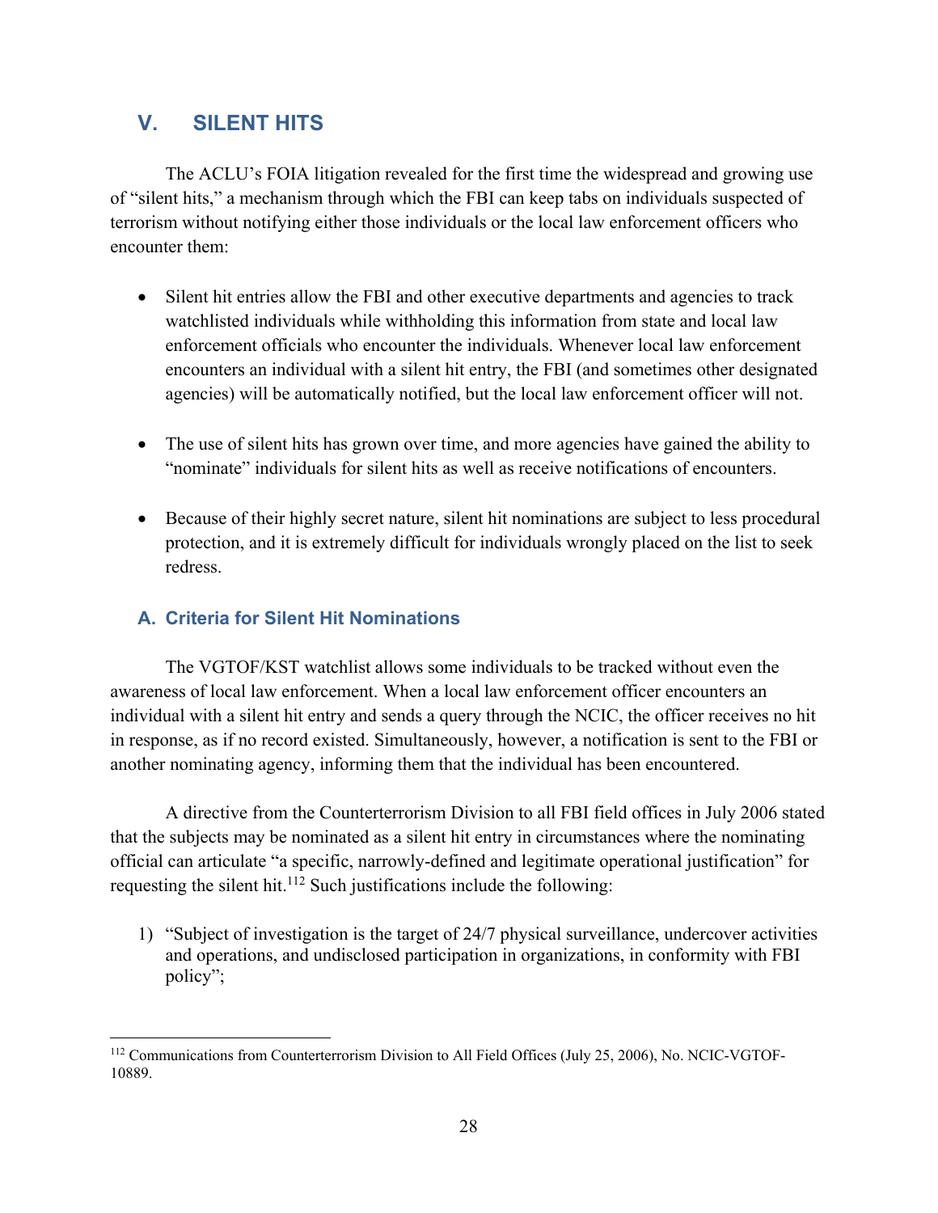## V. SILENT HITS

The ACLU's FOIA litigation revealed for the first time the widespread and growing use of "silent hits," a mechanism through which the FBI can keep tabs on individuals suspected of terrorism without notifying either those individuals or the local law enforcement officers who encounter them:

- Silent hit entries allow the FBI and other executive departments and agencies to track watchlisted individuals while withholding this information from state and local law enforcement officials who encounter the individuals. Whenever local law enforcement encounters an individual with a silent hit entry, the FBI (and sometimes other designated agencies) will be automatically notified, but the local law enforcement officer will not.

- The use of silent hits has grown over time, and more agencies have gained the ability to "nominate" individuals for silent hits as well as receive notifications of encounters.

- Because of their highly secret nature, silent hit nominations are subject to less procedural protection, and it is extremely difficult for individuals wrongly placed on the list to seek redress.

### A. Criteria for Silent Hit Nominations

The VGTOF/KST watchlist allows some individuals to be tracked without even the awareness of local law enforcement. When a local law enforcement officer encounters an individual with a silent hit entry and sends a query through the NCIC, the officer receives no hit in response, as if no record existed. Simultaneously, however, a notification is sent to the FBI or another nominating agency, informing them that the individual has been encountered.

A directive from the Counterterrorism Division to all FBI field offices in July 2006 stated that the subjects may be nominated as a silent hit entry in circumstances where the nominating official can articulate "a specific, narrowly-defined and legitimate operational justification" for requesting the silent hit.[112] Such justifications include the following:

1) "Subject of investigation is the target of 24/7 physical surveillance, undercover activities and operations, and undisclosed participation in organizations, in conformity with FBI policy";

---

[112] Communications from Counterterrorism Division to All Field Offices (July 25, 2006), No. NCIC-VGTOF-10889.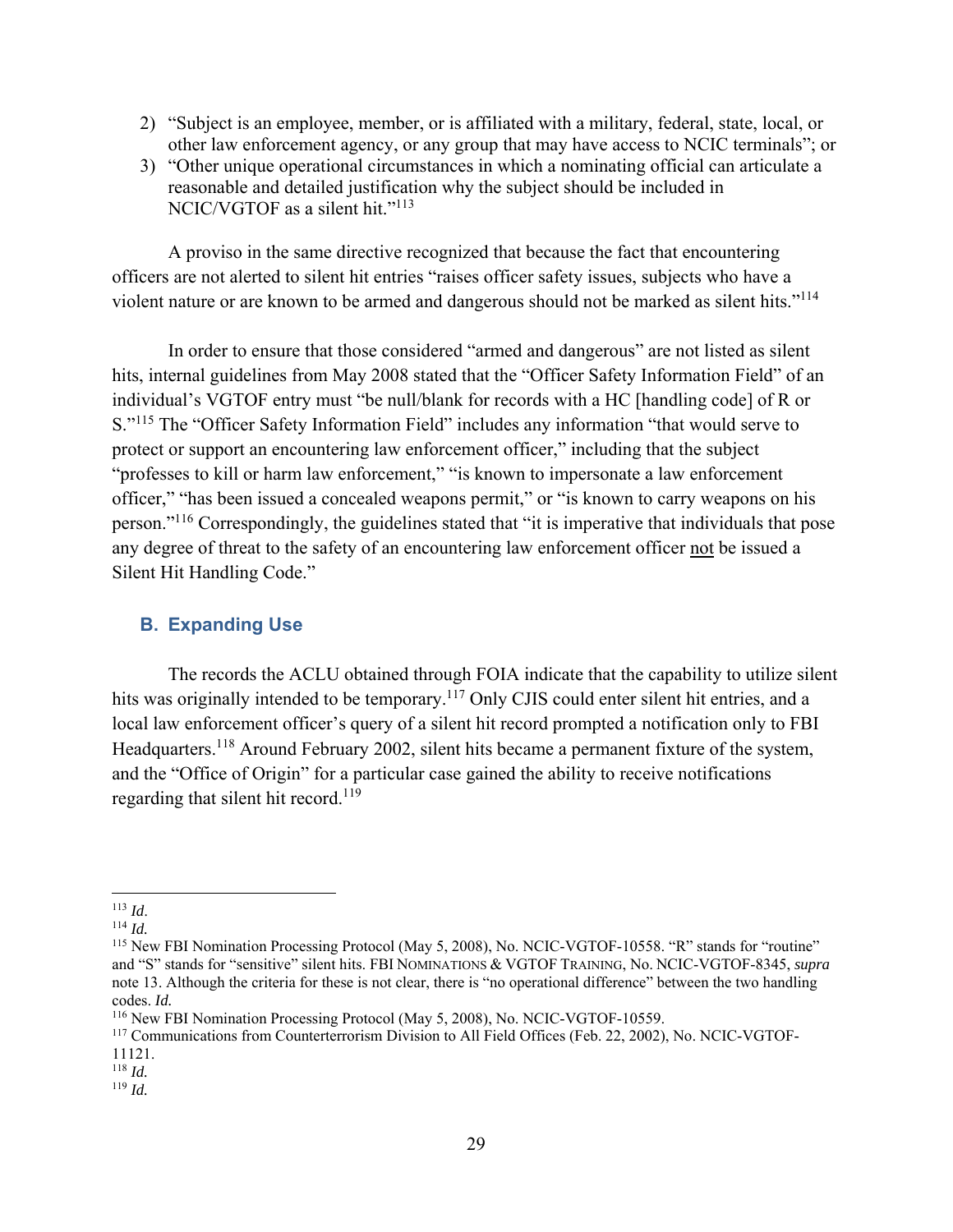2) "Subject is an employee, member, or is affiliated with a military, federal, state, local, or other law enforcement agency, or any group that may have access to NCIC terminals"; or
3) "Other unique operational circumstances in which a nominating official can articulate a reasonable and detailed justification why the subject should be included in NCIC/VGTOF as a silent hit."[113]

A proviso in the same directive recognized that because the fact that encountering officers are not alerted to silent hit entries "raises officer safety issues, subjects who have a violent nature or are known to be armed and dangerous should not be marked as silent hits."[114]

In order to ensure that those considered "armed and dangerous" are not listed as silent hits, internal guidelines from May 2008 stated that the "Officer Safety Information Field" of an individual's VGTOF entry must "be null/blank for records with a HC [handling code] of R or S."[115] The "Officer Safety Information Field" includes any information "that would serve to protect or support an encountering law enforcement officer," including that the subject "professes to kill or harm law enforcement," "is known to impersonate a law enforcement officer," "has been issued a concealed weapons permit," or "is known to carry weapons on his person."[116] Correspondingly, the guidelines stated that "it is imperative that individuals that pose any degree of threat to the safety of an encountering law enforcement officer <u>not</u> be issued a Silent Hit Handling Code."

### B. Expanding Use

The records the ACLU obtained through FOIA indicate that the capability to utilize silent hits was originally intended to be temporary.[117] Only CJIS could enter silent hit entries, and a local law enforcement officer's query of a silent hit record prompted a notification only to FBI Headquarters.[118] Around February 2002, silent hits became a permanent fixture of the system, and the "Office of Origin" for a particular case gained the ability to receive notifications regarding that silent hit record.[119]

---

[113] *Id*.
[114] *Id.*
[115] New FBI Nomination Processing Protocol (May 5, 2008), No. NCIC-VGTOF-10558. "R" stands for "routine" and "S" stands for "sensitive" silent hits. FBI NOMINATIONS & VGTOF TRAINING, No. NCIC-VGTOF-8345, *supra* note 13. Although the criteria for these is not clear, there is "no operational difference" between the two handling codes. *Id.*
[116] New FBI Nomination Processing Protocol (May 5, 2008), No. NCIC-VGTOF-10559.
[117] Communications from Counterterrorism Division to All Field Offices (Feb. 22, 2002), No. NCIC-VGTOF-11121.
[118] *Id.*
[119] *Id.*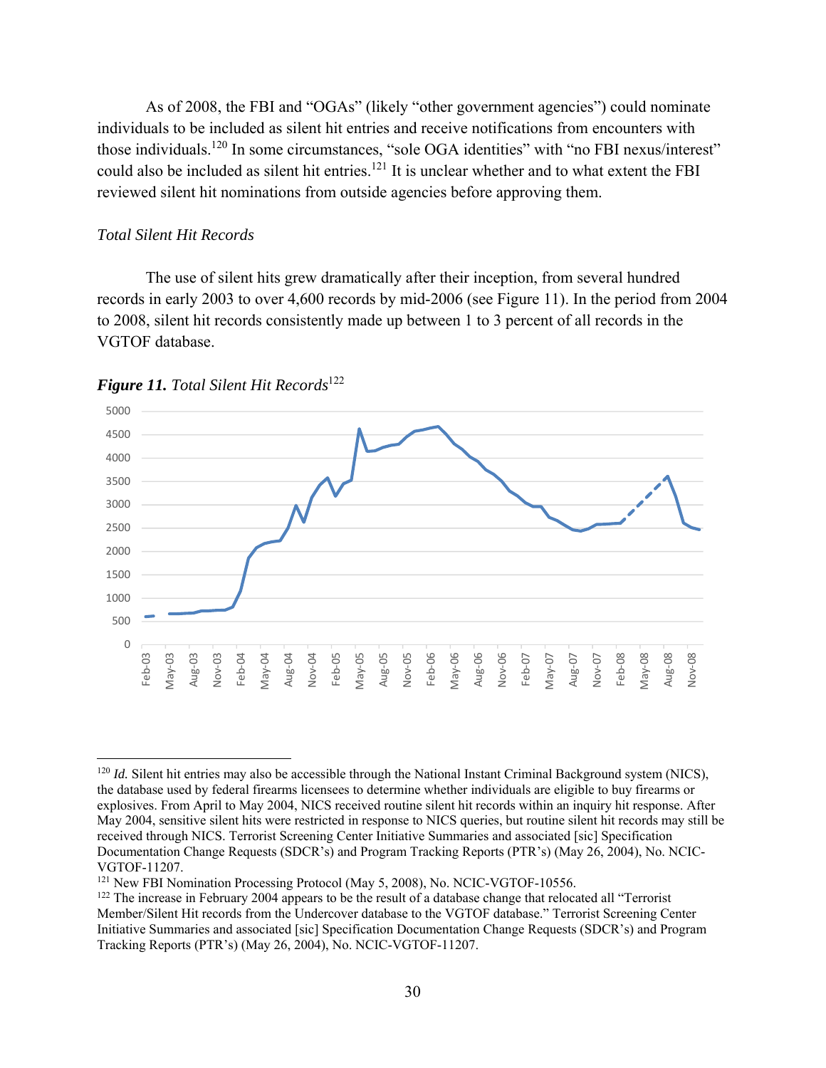As of 2008, the FBI and "OGAs" (likely "other government agencies") could nominate individuals to be included as silent hit entries and receive notifications from encounters with those individuals.[120] In some circumstances, "sole OGA identities" with "no FBI nexus/interest" could also be included as silent hit entries.[121] It is unclear whether and to what extent the FBI reviewed silent hit nominations from outside agencies before approving them.

*Total Silent Hit Records*

The use of silent hits grew dramatically after their inception, from several hundred records in early 2003 to over 4,600 records by mid-2006 (see Figure 11). In the period from 2004 to 2008, silent hit records consistently made up between 1 to 3 percent of all records in the VGTOF database.

***Figure 11.*** *Total Silent Hit Records*[122]

---

[120] *Id.* Silent hit entries may also be accessible through the National Instant Criminal Background system (NICS), the database used by federal firearms licensees to determine whether individuals are eligible to buy firearms or explosives. From April to May 2004, NICS received routine silent hit records within an inquiry hit response. After May 2004, sensitive silent hits were restricted in response to NICS queries, but routine silent hit records may still be received through NICS. Terrorist Screening Center Initiative Summaries and associated [sic] Specification Documentation Change Requests (SDCR's) and Program Tracking Reports (PTR's) (May 26, 2004), No. NCIC-VGTOF-11207.

[121] New FBI Nomination Processing Protocol (May 5, 2008), No. NCIC-VGTOF-10556.

[122] The increase in February 2004 appears to be the result of a database change that relocated all "Terrorist Member/Silent Hit records from the Undercover database to the VGTOF database." Terrorist Screening Center Initiative Summaries and associated [sic] Specification Documentation Change Requests (SDCR's) and Program Tracking Reports (PTR's) (May 26, 2004), No. NCIC-VGTOF-11207.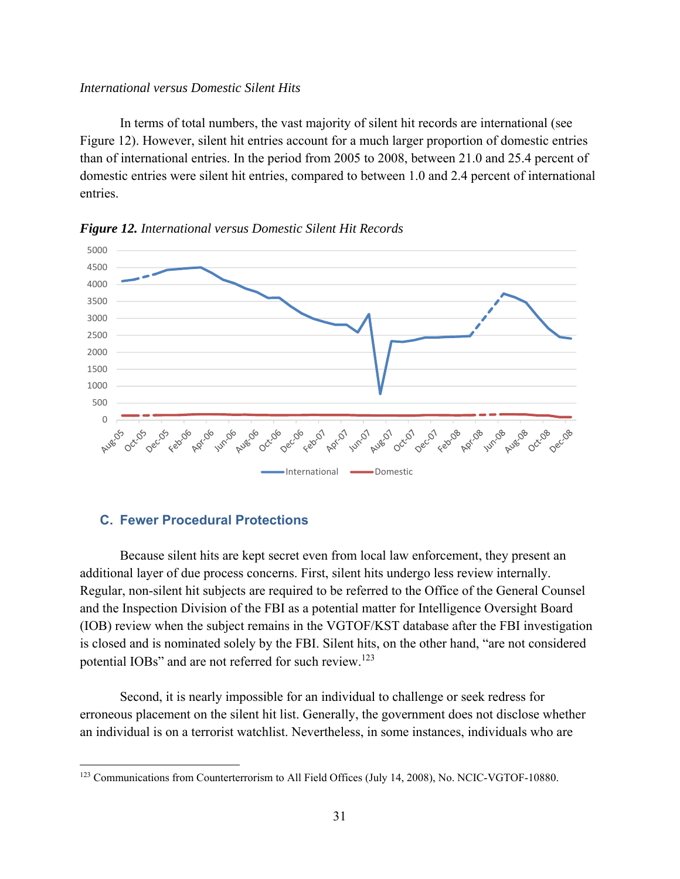*International versus Domestic Silent Hits*

In terms of total numbers, the vast majority of silent hit records are international (see Figure 12). However, silent hit entries account for a much larger proportion of domestic entries than of international entries. In the period from 2005 to 2008, between 21.0 and 25.4 percent of domestic entries were silent hit entries, compared to between 1.0 and 2.4 percent of international entries.

***Figure 12.*** *International versus Domestic Silent Hit Records*

## C. Fewer Procedural Protections

Because silent hits are kept secret even from local law enforcement, they present an additional layer of due process concerns. First, silent hits undergo less review internally. Regular, non-silent hit subjects are required to be referred to the Office of the General Counsel and the Inspection Division of the FBI as a potential matter for Intelligence Oversight Board (IOB) review when the subject remains in the VGTOF/KST database after the FBI investigation is closed and is nominated solely by the FBI. Silent hits, on the other hand, "are not considered potential IOBs" and are not referred for such review.[123]

Second, it is nearly impossible for an individual to challenge or seek redress for erroneous placement on the silent hit list. Generally, the government does not disclose whether an individual is on a terrorist watchlist. Nevertheless, in some instances, individuals who are

[123] Communications from Counterterrorism to All Field Offices (July 14, 2008), No. NCIC-VGTOF-10880.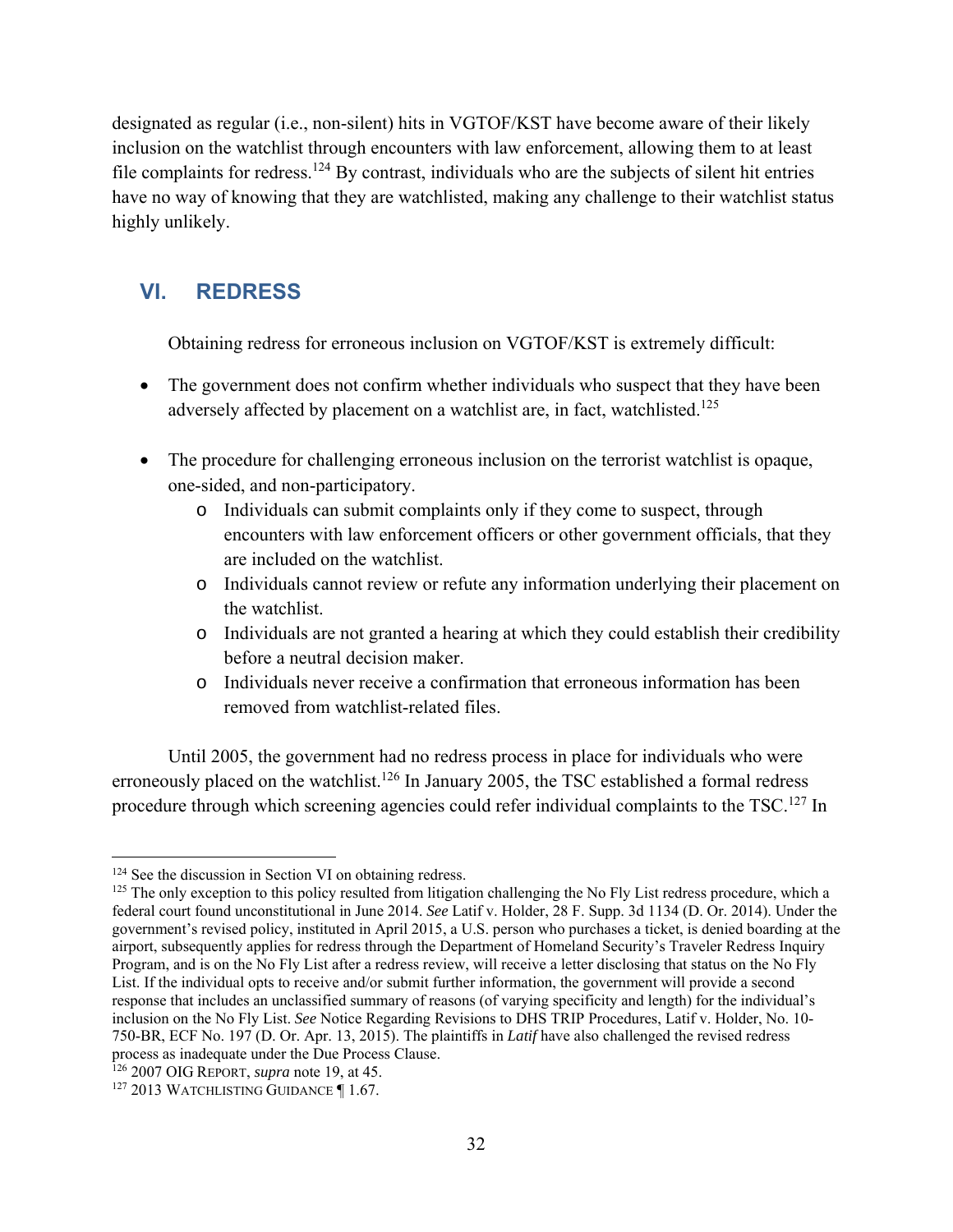designated as regular (i.e., non-silent) hits in VGTOF/KST have become aware of their likely inclusion on the watchlist through encounters with law enforcement, allowing them to at least file complaints for redress.[124] By contrast, individuals who are the subjects of silent hit entries have no way of knowing that they are watchlisted, making any challenge to their watchlist status highly unlikely.

## VI. REDRESS

Obtaining redress for erroneous inclusion on VGTOF/KST is extremely difficult:

- The government does not confirm whether individuals who suspect that they have been adversely affected by placement on a watchlist are, in fact, watchlisted.[125]
- The procedure for challenging erroneous inclusion on the terrorist watchlist is opaque, one-sided, and non-participatory.
    - Individuals can submit complaints only if they come to suspect, through encounters with law enforcement officers or other government officials, that they are included on the watchlist.
    - Individuals cannot review or refute any information underlying their placement on the watchlist.
    - Individuals are not granted a hearing at which they could establish their credibility before a neutral decision maker.
    - Individuals never receive a confirmation that erroneous information has been removed from watchlist-related files.

Until 2005, the government had no redress process in place for individuals who were erroneously placed on the watchlist.[126] In January 2005, the TSC established a formal redress procedure through which screening agencies could refer individual complaints to the TSC.[127] In

---

[124] See the discussion in Section VI on obtaining redress.

[125] The only exception to this policy resulted from litigation challenging the No Fly List redress procedure, which a federal court found unconstitutional in June 2014. *See* Latif v. Holder, 28 F. Supp. 3d 1134 (D. Or. 2014). Under the government's revised policy, instituted in April 2015, a U.S. person who purchases a ticket, is denied boarding at the airport, subsequently applies for redress through the Department of Homeland Security's Traveler Redress Inquiry Program, and is on the No Fly List after a redress review, will receive a letter disclosing that status on the No Fly List. If the individual opts to receive and/or submit further information, the government will provide a second response that includes an unclassified summary of reasons (of varying specificity and length) for the individual's inclusion on the No Fly List. *See* Notice Regarding Revisions to DHS TRIP Procedures, Latif v. Holder, No. 10-750-BR, ECF No. 197 (D. Or. Apr. 13, 2015). The plaintiffs in *Latif* have also challenged the revised redress process as inadequate under the Due Process Clause.

[126] 2007 OIG REPORT, *supra* note 19, at 45.

[127] 2013 WATCHLISTING GUIDANCE ¶ 1.67.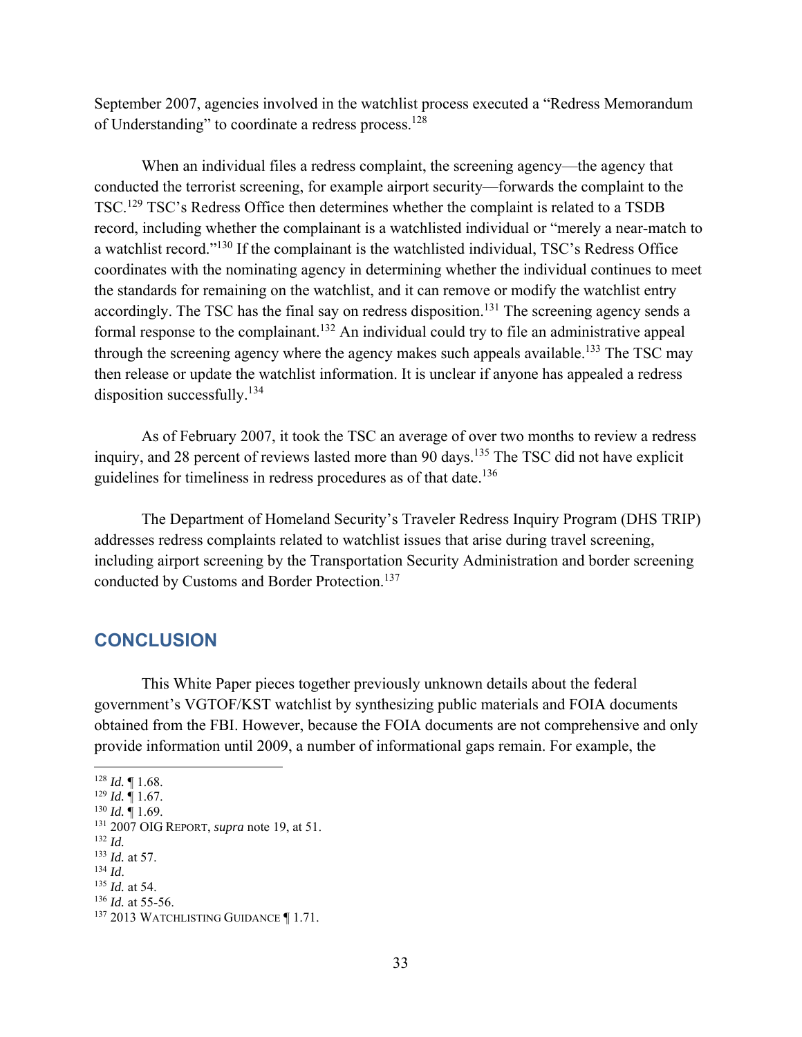September 2007, agencies involved in the watchlist process executed a "Redress Memorandum of Understanding" to coordinate a redress process.[128]

When an individual files a redress complaint, the screening agency—the agency that conducted the terrorist screening, for example airport security—forwards the complaint to the TSC.[129] TSC's Redress Office then determines whether the complaint is related to a TSDB record, including whether the complainant is a watchlisted individual or "merely a near-match to a watchlist record."[130] If the complainant is the watchlisted individual, TSC's Redress Office coordinates with the nominating agency in determining whether the individual continues to meet the standards for remaining on the watchlist, and it can remove or modify the watchlist entry accordingly. The TSC has the final say on redress disposition.[131] The screening agency sends a formal response to the complainant.[132] An individual could try to file an administrative appeal through the screening agency where the agency makes such appeals available.[133] The TSC may then release or update the watchlist information. It is unclear if anyone has appealed a redress disposition successfully.[134]

As of February 2007, it took the TSC an average of over two months to review a redress inquiry, and 28 percent of reviews lasted more than 90 days.[135] The TSC did not have explicit guidelines for timeliness in redress procedures as of that date.[136]

The Department of Homeland Security's Traveler Redress Inquiry Program (DHS TRIP) addresses redress complaints related to watchlist issues that arise during travel screening, including airport screening by the Transportation Security Administration and border screening conducted by Customs and Border Protection.[137]

## CONCLUSION

This White Paper pieces together previously unknown details about the federal government's VGTOF/KST watchlist by synthesizing public materials and FOIA documents obtained from the FBI. However, because the FOIA documents are not comprehensive and only provide information until 2009, a number of informational gaps remain. For example, the

[128] *Id.* ¶ 1.68.
[129] *Id.* ¶ 1.67.
[130] *Id.* ¶ 1.69.
[131] 2007 OIG REPORT, *supra* note 19, at 51.
[132] *Id.*
[133] *Id.* at 57.
[134] *Id*.
[135] *Id.* at 54.
[136] *Id.* at 55-56.
[137] 2013 WATCHLISTING GUIDANCE ¶ 1.71.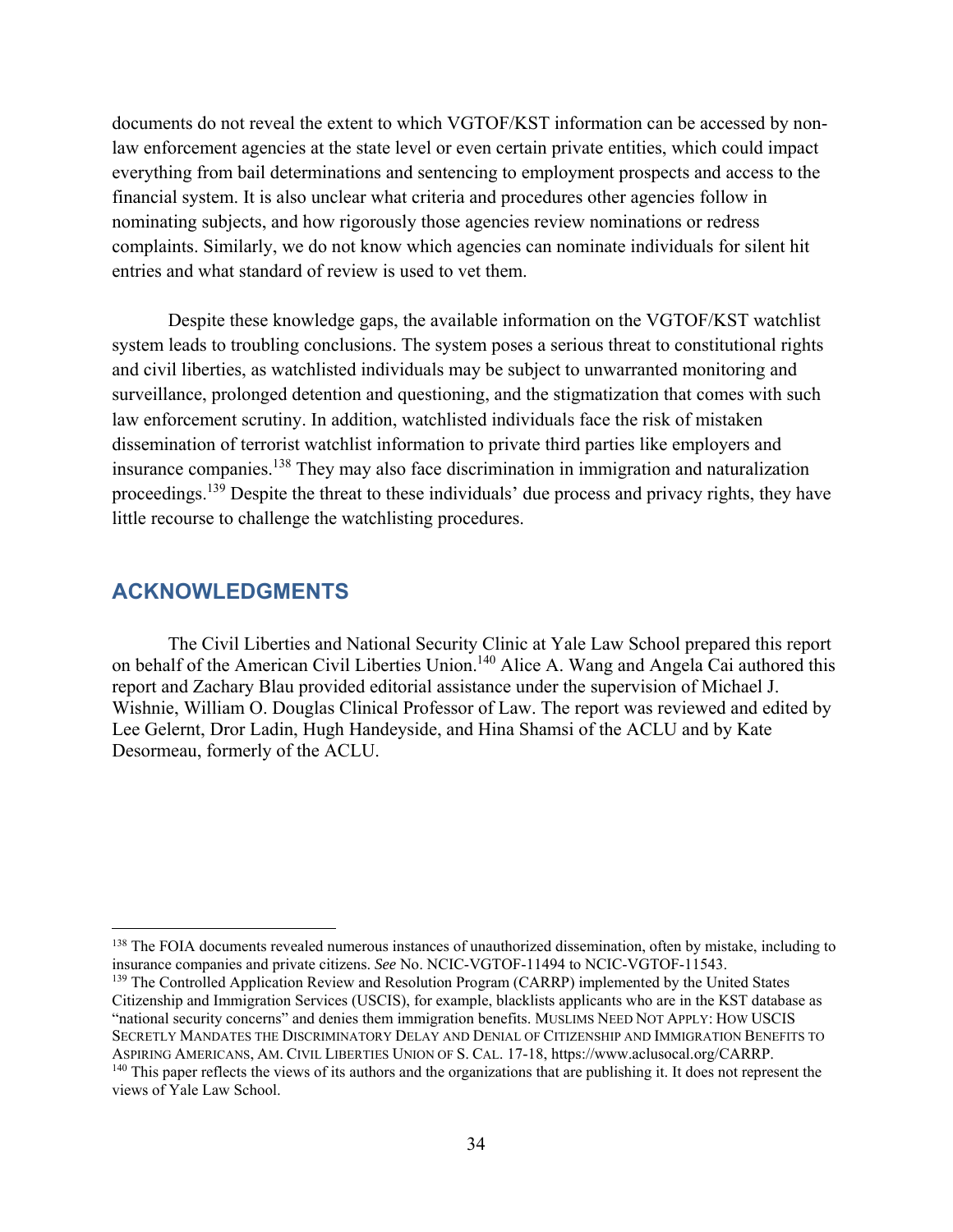documents do not reveal the extent to which VGTOF/KST information can be accessed by non-law enforcement agencies at the state level or even certain private entities, which could impact everything from bail determinations and sentencing to employment prospects and access to the financial system. It is also unclear what criteria and procedures other agencies follow in nominating subjects, and how rigorously those agencies review nominations or redress complaints. Similarly, we do not know which agencies can nominate individuals for silent hit entries and what standard of review is used to vet them.

Despite these knowledge gaps, the available information on the VGTOF/KST watchlist system leads to troubling conclusions. The system poses a serious threat to constitutional rights and civil liberties, as watchlisted individuals may be subject to unwarranted monitoring and surveillance, prolonged detention and questioning, and the stigmatization that comes with such law enforcement scrutiny. In addition, watchlisted individuals face the risk of mistaken dissemination of terrorist watchlist information to private third parties like employers and insurance companies.[138] They may also face discrimination in immigration and naturalization proceedings.[139] Despite the threat to these individuals' due process and privacy rights, they have little recourse to challenge the watchlisting procedures.

## ACKNOWLEDGMENTS

The Civil Liberties and National Security Clinic at Yale Law School prepared this report on behalf of the American Civil Liberties Union.[140] Alice A. Wang and Angela Cai authored this report and Zachary Blau provided editorial assistance under the supervision of Michael J. Wishnie, William O. Douglas Clinical Professor of Law. The report was reviewed and edited by Lee Gelernt, Dror Ladin, Hugh Handeyside, and Hina Shamsi of the ACLU and by Kate Desormeau, formerly of the ACLU.

---

[138] The FOIA documents revealed numerous instances of unauthorized dissemination, often by mistake, including to insurance companies and private citizens. *See* No. NCIC-VGTOF-11494 to NCIC-VGTOF-11543.

[139] The Controlled Application Review and Resolution Program (CARRP) implemented by the United States Citizenship and Immigration Services (USCIS), for example, blacklists applicants who are in the KST database as "national security concerns" and denies them immigration benefits. MUSLIMS NEED NOT APPLY: HOW USCIS SECRETLY MANDATES THE DISCRIMINATORY DELAY AND DENIAL OF CITIZENSHIP AND IMMIGRATION BENEFITS TO ASPIRING AMERICANS, AM. CIVIL LIBERTIES UNION OF S. CAL. 17-18, https://www.aclusocal.org/CARRP.

[140] This paper reflects the views of its authors and the organizations that are publishing it. It does not represent the views of Yale Law School.